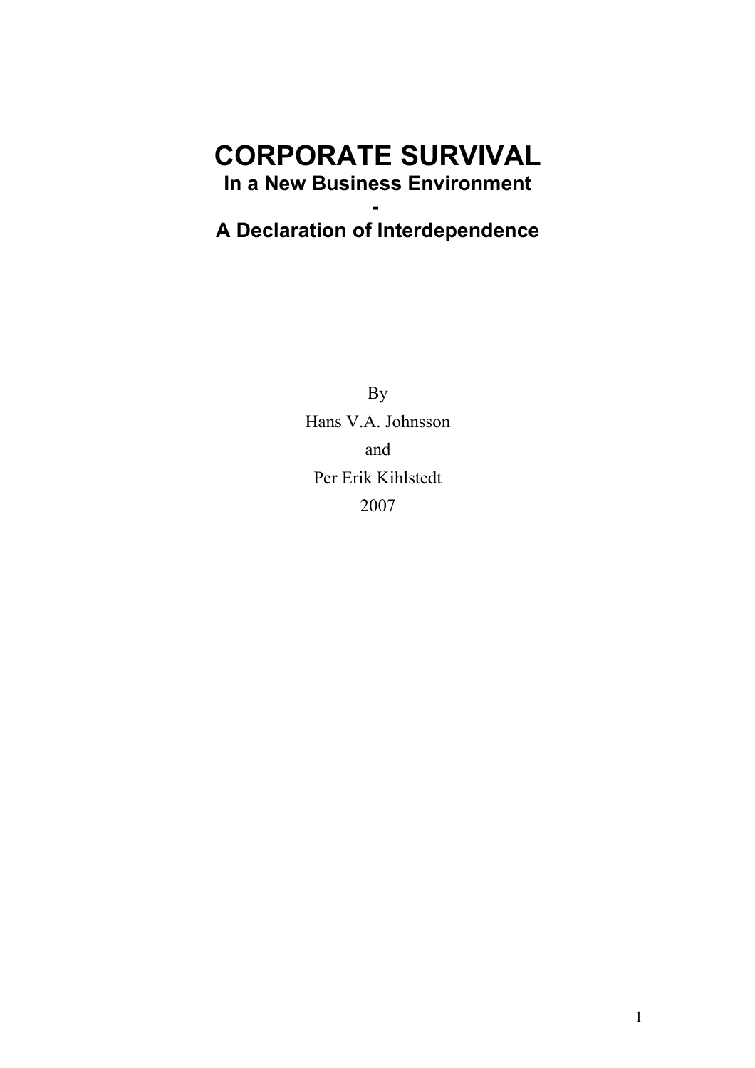# CORPORATE SURVIVAL

## In a New Business Environment

## -

## A Declaration of Interdependence

By

Hans V.A. Johnsson

and

Per Erik Kihlstedt

2007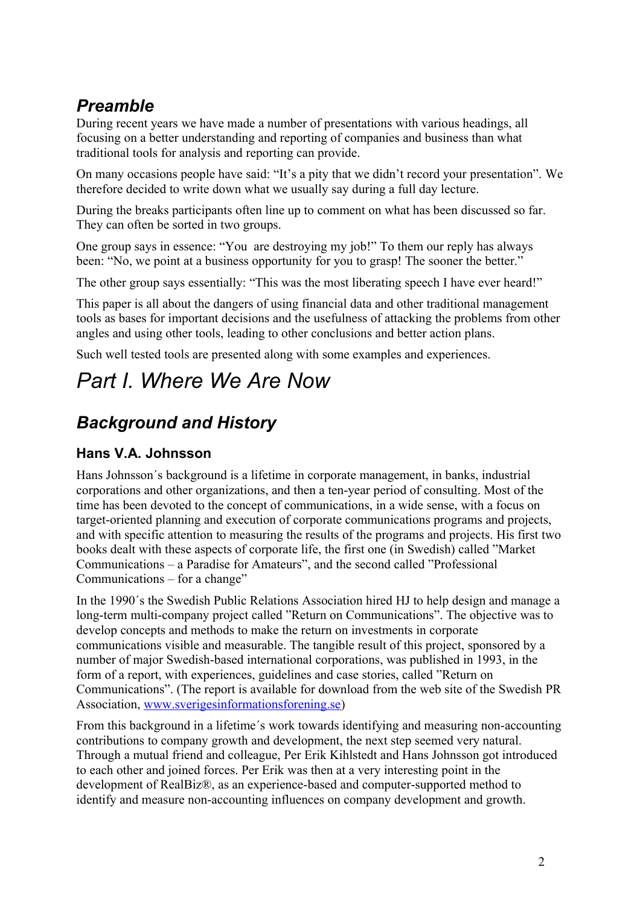## *Preamble*

During recent years we have made a number of presentations with various headings, all focusing on a better understanding and reporting of companies and business than what traditional tools for analysis and reporting can provide.

On many occasions people have said: "It's a pity that we didn't record your presentation". We therefore decided to write down what we usually say during a full day lecture.

During the breaks participants often line up to comment on what has been discussed so far. They can often be sorted in two groups.

One group says in essence: "You are destroying my job!" To them our reply has always been: "No, we point at a business opportunity for you to grasp! The sooner the better."

The other group says essentially: "This was the most liberating speech I have ever heard!"

This paper is all about the dangers of using financial data and other traditional management tools as bases for important decisions and the usefulness of attacking the problems from other angles and using other tools, leading to other conclusions and better action plans.

Such well tested tools are presented along with some examples and experiences.

# *Part I. Where We Are Now*

## *Background and History*

### Hans V.A. Johnsson

Hans Johnsson´s background is a lifetime in corporate management, in banks, industrial corporations and other organizations, and then a ten-year period of consulting. Most of the time has been devoted to the concept of communications, in a wide sense, with a focus on target-oriented planning and execution of corporate communications programs and projects, and with specific attention to measuring the results of the programs and projects. His first two books dealt with these aspects of corporate life, the first one (in Swedish) called "Market Communications – a Paradise for Amateurs", and the second called "Professional Communications – for a change"

In the 1990´s the Swedish Public Relations Association hired HJ to help design and manage a long-term multi-company project called "Return on Communications". The objective was to develop concepts and methods to make the return on investments in corporate communications visible and measurable. The tangible result of this project, sponsored by a number of major Swedish-based international corporations, was published in 1993, in the form of a report, with experiences, guidelines and case stories, called "Return on Communications". (The report is available for download from the web site of the Swedish PR Association, www.sverigesinformationsforening.se)

From this background in a lifetime´s work towards identifying and measuring non-accounting contributions to company growth and development, the next step seemed very natural. Through a mutual friend and colleague, Per Erik Kihlstedt and Hans Johnsson got introduced to each other and joined forces. Per Erik was then at a very interesting point in the development of RealBiz®, as an experience-based and computer-supported method to identify and measure non-accounting influences on company development and growth.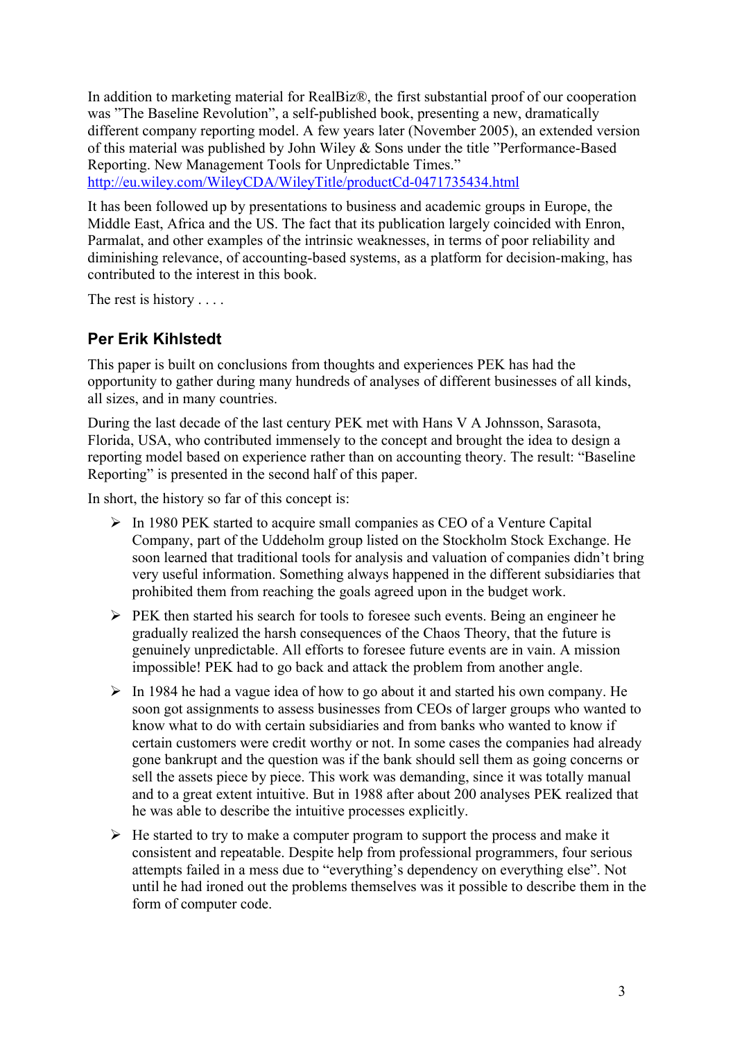In addition to marketing material for RealBiz®, the first substantial proof of our cooperation was ”The Baseline Revolution”, a self-published book, presenting a new, dramatically different company reporting model. A few years later (November 2005), an extended version of this material was published by John Wiley & Sons under the title ”Performance-Based Reporting. New Management Tools for Unpredictable Times.”
http://eu.wiley.com/WileyCDA/WileyTitle/productCd-0471735434.html

It has been followed up by presentations to business and academic groups in Europe, the Middle East, Africa and the US. The fact that its publication largely coincided with Enron, Parmalat, and other examples of the intrinsic weaknesses, in terms of poor reliability and diminishing relevance, of accounting-based systems, as a platform for decision-making, has contributed to the interest in this book.

The rest is history . . . .

## Per Erik Kihlstedt

This paper is built on conclusions from thoughts and experiences PEK has had the opportunity to gather during many hundreds of analyses of different businesses of all kinds, all sizes, and in many countries.

During the last decade of the last century PEK met with Hans V A Johnsson, Sarasota, Florida, USA, who contributed immensely to the concept and brought the idea to design a reporting model based on experience rather than on accounting theory. The result: “Baseline Reporting” is presented in the second half of this paper.

In short, the history so far of this concept is:

- In 1980 PEK started to acquire small companies as CEO of a Venture Capital Company, part of the Uddeholm group listed on the Stockholm Stock Exchange. He soon learned that traditional tools for analysis and valuation of companies didn’t bring very useful information. Something always happened in the different subsidiaries that prohibited them from reaching the goals agreed upon in the budget work.
- PEK then started his search for tools to foresee such events. Being an engineer he gradually realized the harsh consequences of the Chaos Theory, that the future is genuinely unpredictable. All efforts to foresee future events are in vain. A mission impossible! PEK had to go back and attack the problem from another angle.
- In 1984 he had a vague idea of how to go about it and started his own company. He soon got assignments to assess businesses from CEOs of larger groups who wanted to know what to do with certain subsidiaries and from banks who wanted to know if certain customers were credit worthy or not. In some cases the companies had already gone bankrupt and the question was if the bank should sell them as going concerns or sell the assets piece by piece. This work was demanding, since it was totally manual and to a great extent intuitive. But in 1988 after about 200 analyses PEK realized that he was able to describe the intuitive processes explicitly.
- He started to try to make a computer program to support the process and make it consistent and repeatable. Despite help from professional programmers, four serious attempts failed in a mess due to “everything’s dependency on everything else”. Not until he had ironed out the problems themselves was it possible to describe them in the form of computer code.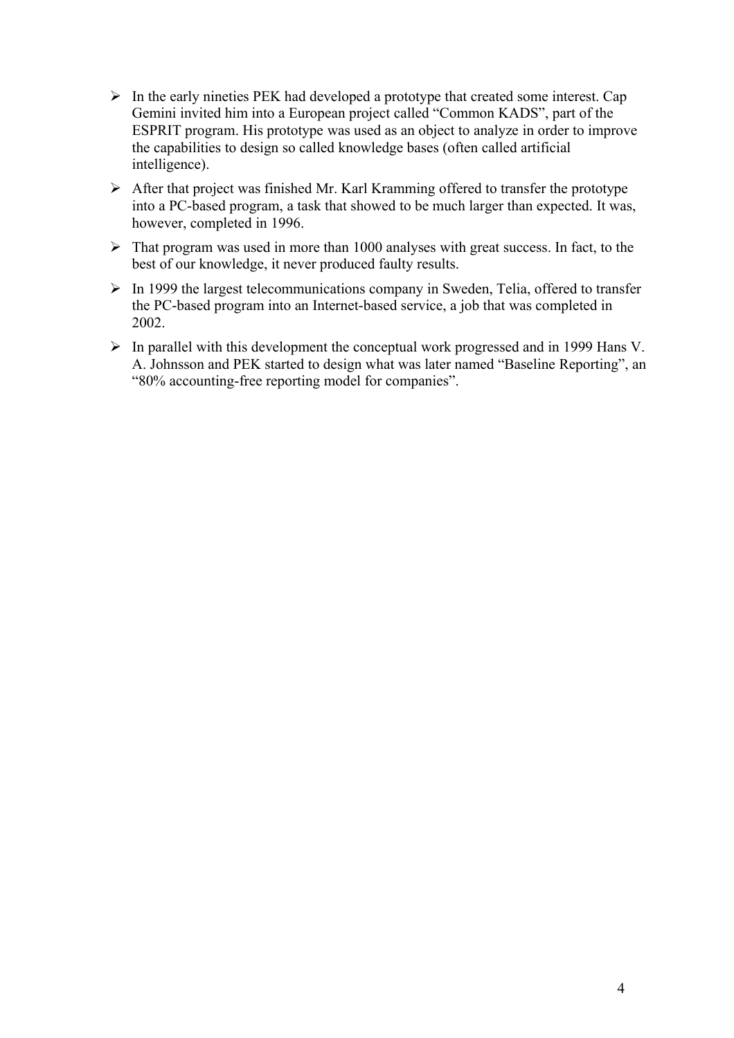- In the early nineties PEK had developed a prototype that created some interest. Cap Gemini invited him into a European project called "Common KADS", part of the ESPRIT program. His prototype was used as an object to analyze in order to improve the capabilities to design so called knowledge bases (often called artificial intelligence).
- After that project was finished Mr. Karl Kramming offered to transfer the prototype into a PC-based program, a task that showed to be much larger than expected. It was, however, completed in 1996.
- That program was used in more than 1000 analyses with great success. In fact, to the best of our knowledge, it never produced faulty results.
- In 1999 the largest telecommunications company in Sweden, Telia, offered to transfer the PC-based program into an Internet-based service, a job that was completed in 2002.
- In parallel with this development the conceptual work progressed and in 1999 Hans V. A. Johnsson and PEK started to design what was later named "Baseline Reporting", an "80% accounting-free reporting model for companies".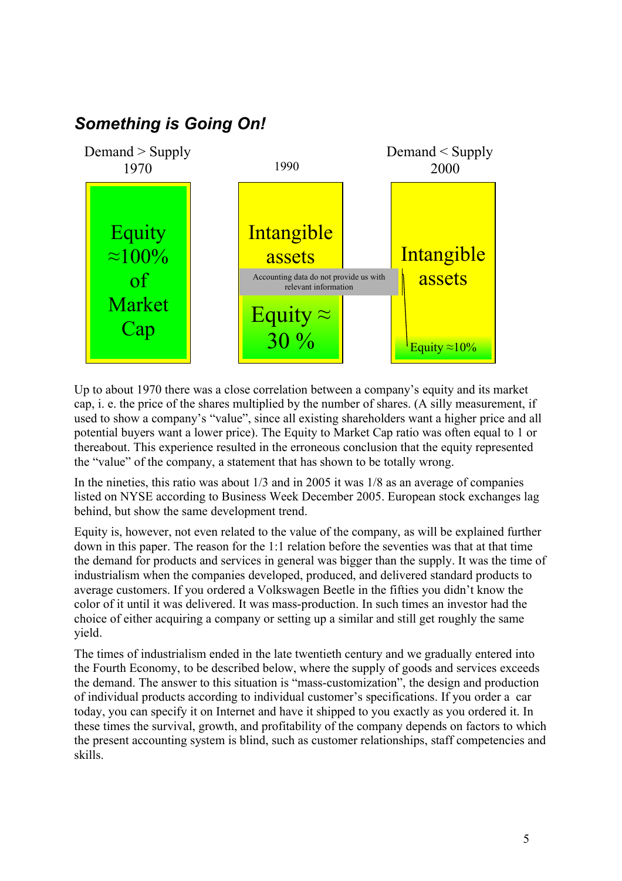## *Something is Going On!*

| Demand > Supply 1970 | 1990 | Demand < Supply 2000 |
|---|---|---|
| Equity ≈100% of Market Cap | Intangible assets | Intangible assets |
| | Accounting data do not provide us with relevant information | |
| | Equity ≈ 30 % | Equity ≈10% |

Up to about 1970 there was a close correlation between a company's equity and its market cap, i. e. the price of the shares multiplied by the number of shares. (A silly measurement, if used to show a company's "value", since all existing shareholders want a higher price and all potential buyers want a lower price). The Equity to Market Cap ratio was often equal to 1 or thereabout. This experience resulted in the erroneous conclusion that the equity represented the "value" of the company, a statement that has shown to be totally wrong.

In the nineties, this ratio was about 1/3 and in 2005 it was 1/8 as an average of companies listed on NYSE according to Business Week December 2005. European stock exchanges lag behind, but show the same development trend.

Equity is, however, not even related to the value of the company, as will be explained further down in this paper. The reason for the 1:1 relation before the seventies was that at that time the demand for products and services in general was bigger than the supply. It was the time of industrialism when the companies developed, produced, and delivered standard products to average customers. If you ordered a Volkswagen Beetle in the fifties you didn't know the color of it until it was delivered. It was mass-production. In such times an investor had the choice of either acquiring a company or setting up a similar and still get roughly the same yield.

The times of industrialism ended in the late twentieth century and we gradually entered into the Fourth Economy, to be described below, where the supply of goods and services exceeds the demand. The answer to this situation is "mass-customization", the design and production of individual products according to individual customer's specifications. If you order a car today, you can specify it on Internet and have it shipped to you exactly as you ordered it. In these times the survival, growth, and profitability of the company depends on factors to which the present accounting system is blind, such as customer relationships, staff competencies and skills.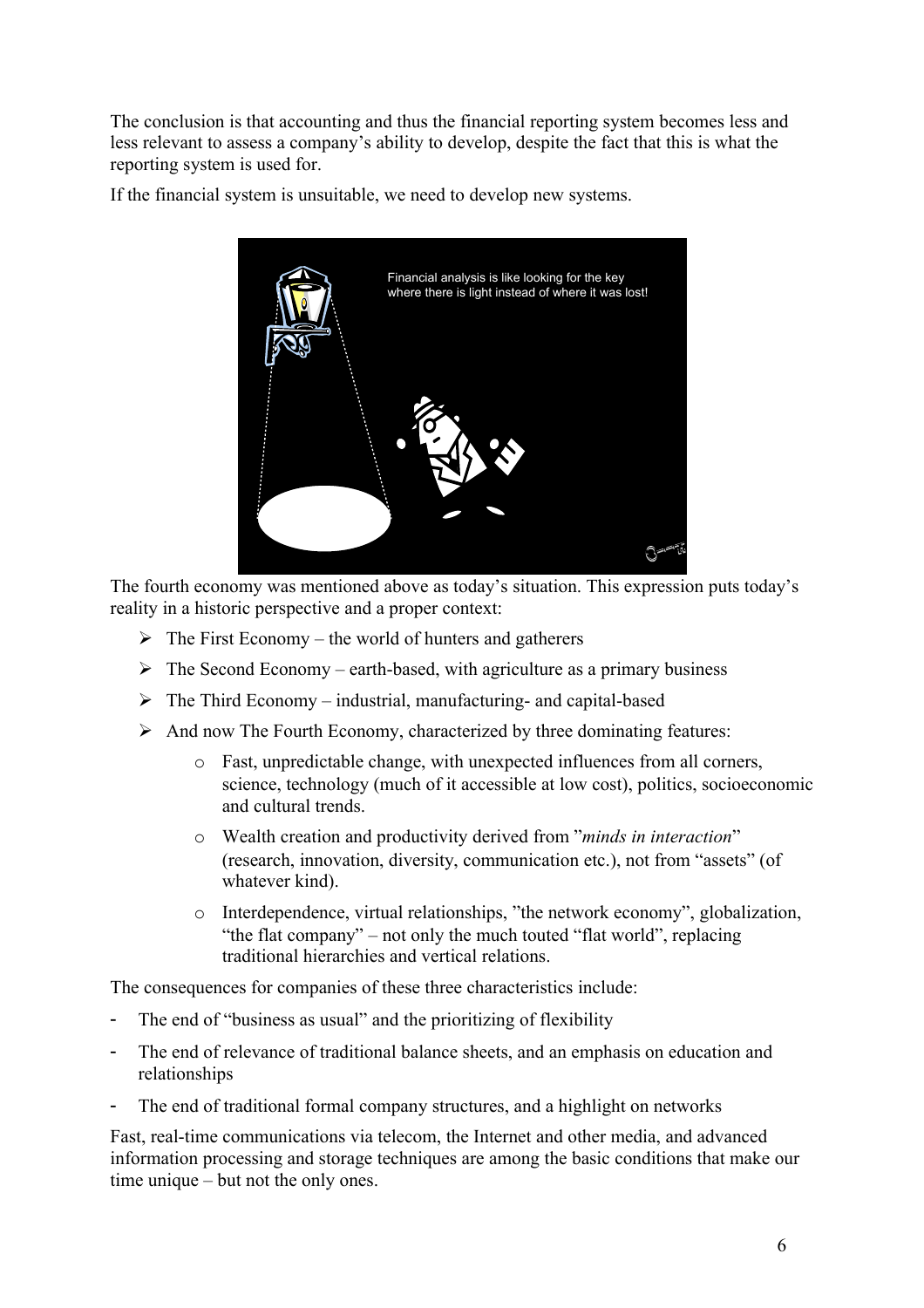The conclusion is that accounting and thus the financial reporting system becomes less and less relevant to assess a company's ability to develop, despite the fact that this is what the reporting system is used for.

If the financial system is unsuitable, we need to develop new systems.

Financial analysis is like looking for the key where there is light instead of where it was lost!

The fourth economy was mentioned above as today's situation. This expression puts today's reality in a historic perspective and a proper context:

- The First Economy – the world of hunters and gatherers
- The Second Economy – earth-based, with agriculture as a primary business
- The Third Economy – industrial, manufacturing- and capital-based
- And now The Fourth Economy, characterized by three dominating features:
  - Fast, unpredictable change, with unexpected influences from all corners, science, technology (much of it accessible at low cost), politics, socioeconomic and cultural trends.
  - Wealth creation and productivity derived from "*minds in interaction*" (research, innovation, diversity, communication etc.), not from "assets" (of whatever kind).
  - Interdependence, virtual relationships, "the network economy", globalization, "the flat company" – not only the much touted "flat world", replacing traditional hierarchies and vertical relations.

The consequences for companies of these three characteristics include:

- The end of "business as usual" and the prioritizing of flexibility
- The end of relevance of traditional balance sheets, and an emphasis on education and relationships
- The end of traditional formal company structures, and a highlight on networks

Fast, real-time communications via telecom, the Internet and other media, and advanced information processing and storage techniques are among the basic conditions that make our time unique – but not the only ones.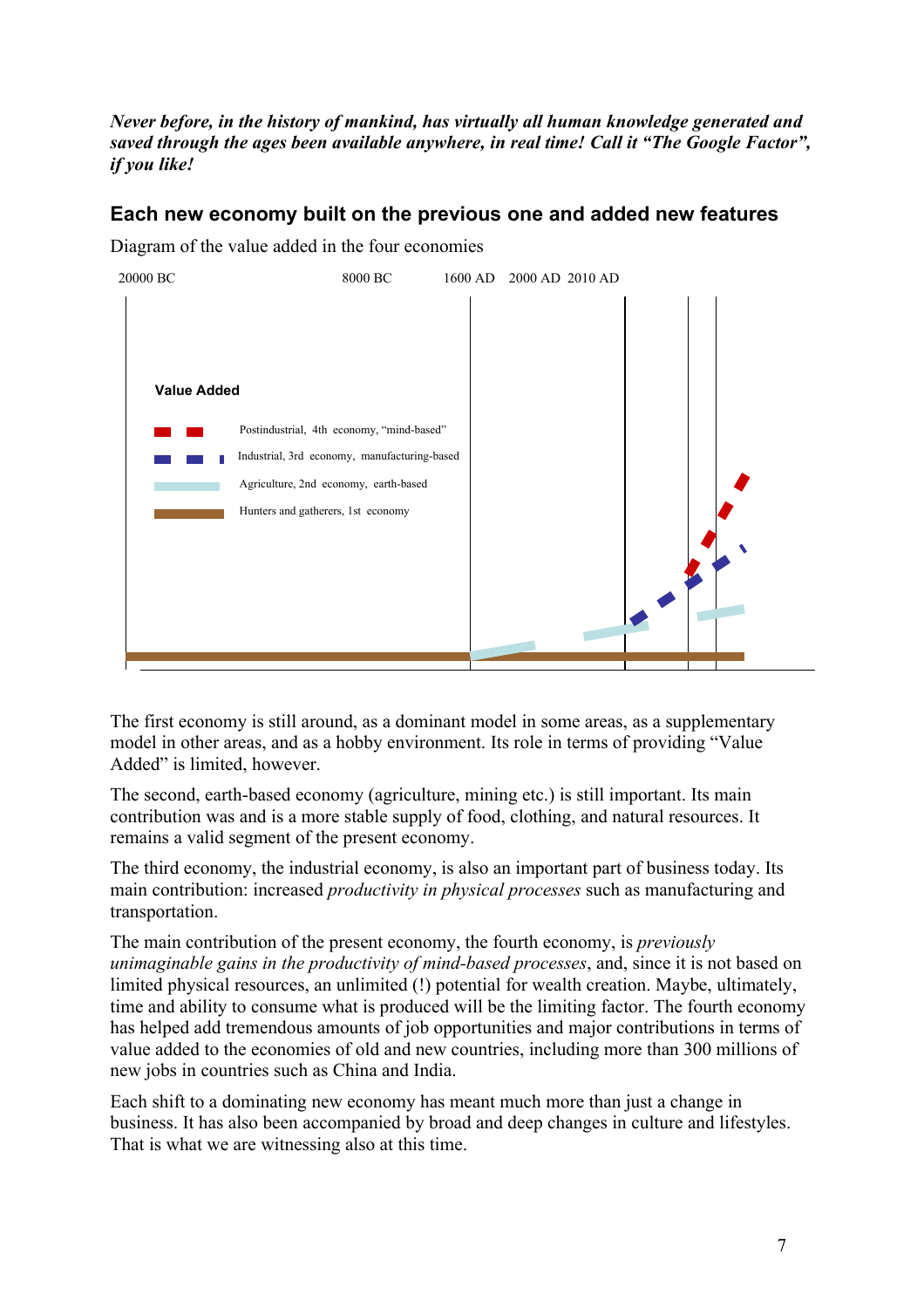***Never before, in the history of mankind, has virtually all human knowledge generated and saved through the ages been available anywhere, in real time! Call it "The Google Factor", if you like!***

## Each new economy built on the previous one and added new features

Diagram of the value added in the four economies

20000 BC 8000 BC 1600 AD 2000 AD 2010 AD

**Value Added**

- Postindustrial, 4th economy, "mind-based"
- Industrial, 3rd economy, manufacturing-based
- Agriculture, 2nd economy, earth-based
- Hunters and gatherers, 1st economy

The first economy is still around, as a dominant model in some areas, as a supplementary model in other areas, and as a hobby environment. Its role in terms of providing "Value Added" is limited, however.

The second, earth-based economy (agriculture, mining etc.) is still important. Its main contribution was and is a more stable supply of food, clothing, and natural resources. It remains a valid segment of the present economy.

The third economy, the industrial economy, is also an important part of business today. Its main contribution: increased *productivity in physical processes* such as manufacturing and transportation.

The main contribution of the present economy, the fourth economy, is *previously unimaginable gains in the productivity of mind-based processes*, and, since it is not based on limited physical resources, an unlimited (!) potential for wealth creation. Maybe, ultimately, time and ability to consume what is produced will be the limiting factor. The fourth economy has helped add tremendous amounts of job opportunities and major contributions in terms of value added to the economies of old and new countries, including more than 300 millions of new jobs in countries such as China and India.

Each shift to a dominating new economy has meant much more than just a change in business. It has also been accompanied by broad and deep changes in culture and lifestyles. That is what we are witnessing also at this time.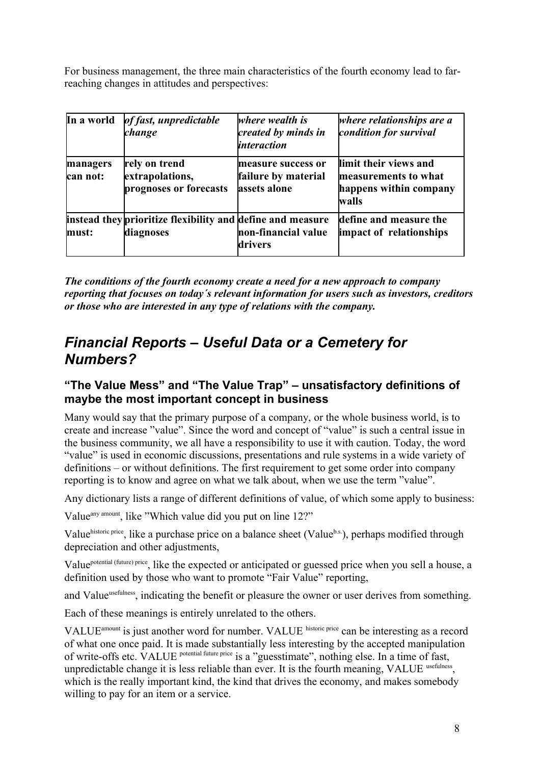For business management, the three main characteristics of the fourth economy lead to far-reaching changes in attitudes and perspectives:

| **In a world** | ***of fast, unpredictable change*** | ***where wealth is created by minds in interaction*** | ***where relationships are a condition for survival*** |
|---|---|---|---|
| **managers can not:** | **rely on trend extrapolations, prognoses or forecasts** | **measure success or failure by material assets alone** | **limit their views and measurements to what happens within company walls** |
| **instead they must:** | **prioritize flexibility and diagnoses** | **define and measure non-financial value drivers** | **define and measure the impact of relationships** |

***The conditions of the fourth economy create a need for a new approach to company reporting that focuses on today´s relevant information for users such as investors, creditors or those who are interested in any type of relations with the company.***

## *Financial Reports – Useful Data or a Cemetery for Numbers?*

### "The Value Mess" and "The Value Trap" – unsatisfactory definitions of maybe the most important concept in business

Many would say that the primary purpose of a company, or the whole business world, is to create and increase "value". Since the word and concept of "value" is such a central issue in the business community, we all have a responsibility to use it with caution. Today, the word "value" is used in economic discussions, presentations and rule systems in a wide variety of definitions – or without definitions. The first requirement to get some order into company reporting is to know and agree on what we talk about, when we use the term "value".

Any dictionary lists a range of different definitions of value, of which some apply to business:

Value$^{\text{any amount}}$, like "Which value did you put on line 12?"

Value$^{\text{historic price}}$, like a purchase price on a balance sheet (Value$^{\text{b.s.}}$), perhaps modified through depreciation and other adjustments,

Value$^{\text{potential (future) price}}$, like the expected or anticipated or guessed price when you sell a house, a definition used by those who want to promote "Fair Value" reporting,

and Value$^{\text{usefulness}}$, indicating the benefit or pleasure the owner or user derives from something.

Each of these meanings is entirely unrelated to the others.

VALUE$^{\text{amount}}$ is just another word for number. VALUE $^{\text{historic price}}$ can be interesting as a record of what one once paid. It is made substantially less interesting by the accepted manipulation of write-offs etc. VALUE $^{\text{potential future price}}$ is a "guesstimate", nothing else. In a time of fast, unpredictable change it is less reliable than ever. It is the fourth meaning, VALUE $^{\text{usefulness}}$, which is the really important kind, the kind that drives the economy, and makes somebody willing to pay for an item or a service.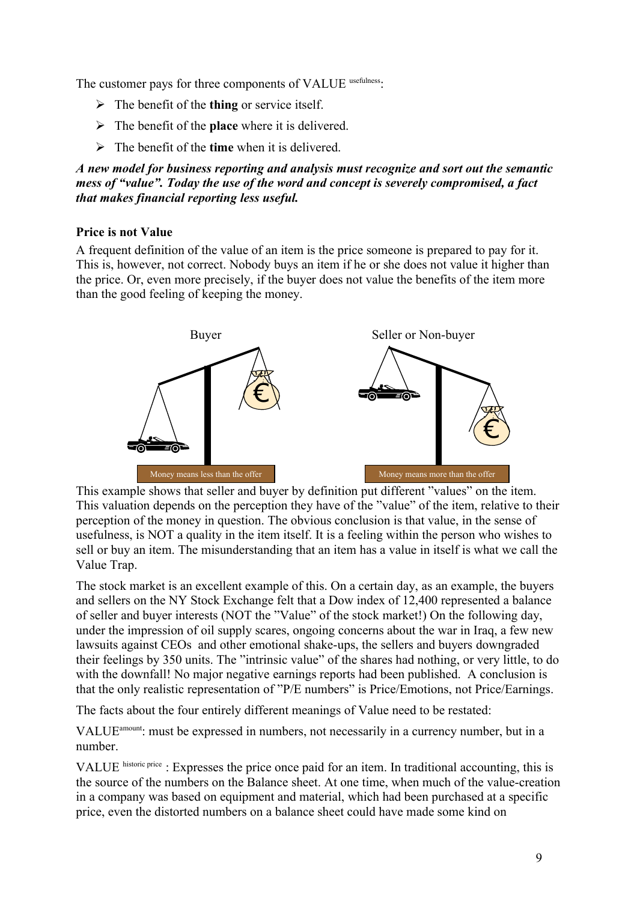The customer pays for three components of VALUE $^{usefulness}$:

- The benefit of the **thing** or service itself.
- The benefit of the **place** where it is delivered.
- The benefit of the **time** when it is delivered.

***A new model for business reporting and analysis must recognize and sort out the semantic mess of "value". Today the use of the word and concept is severely compromised, a fact that makes financial reporting less useful.***

**Price is not Value**

A frequent definition of the value of an item is the price someone is prepared to pay for it. This is, however, not correct. Nobody buys an item if he or she does not value it higher than the price. Or, even more precisely, if the buyer does not value the benefits of the item more than the good feeling of keeping the money.

Buyer — Money means less than the offer

Seller or Non-buyer — Money means more than the offer

This example shows that seller and buyer by definition put different "values" on the item. This valuation depends on the perception they have of the "value" of the item, relative to their perception of the money in question. The obvious conclusion is that value, in the sense of usefulness, is NOT a quality in the item itself. It is a feeling within the person who wishes to sell or buy an item. The misunderstanding that an item has a value in itself is what we call the Value Trap.

The stock market is an excellent example of this. On a certain day, as an example, the buyers and sellers on the NY Stock Exchange felt that a Dow index of 12,400 represented a balance of seller and buyer interests (NOT the "Value" of the stock market!) On the following day, under the impression of oil supply scares, ongoing concerns about the war in Iraq, a few new lawsuits against CEOs and other emotional shake-ups, the sellers and buyers downgraded their feelings by 350 units. The "intrinsic value" of the shares had nothing, or very little, to do with the downfall! No major negative earnings reports had been published. A conclusion is that the only realistic representation of "P/E numbers" is Price/Emotions, not Price/Earnings.

The facts about the four entirely different meanings of Value need to be restated:

VALUE $^{amount}$: must be expressed in numbers, not necessarily in a currency number, but in a number.

VALUE $^{historic\ price}$ : Expresses the price once paid for an item. In traditional accounting, this is the source of the numbers on the Balance sheet. At one time, when much of the value-creation in a company was based on equipment and material, which had been purchased at a specific price, even the distorted numbers on a balance sheet could have made some kind on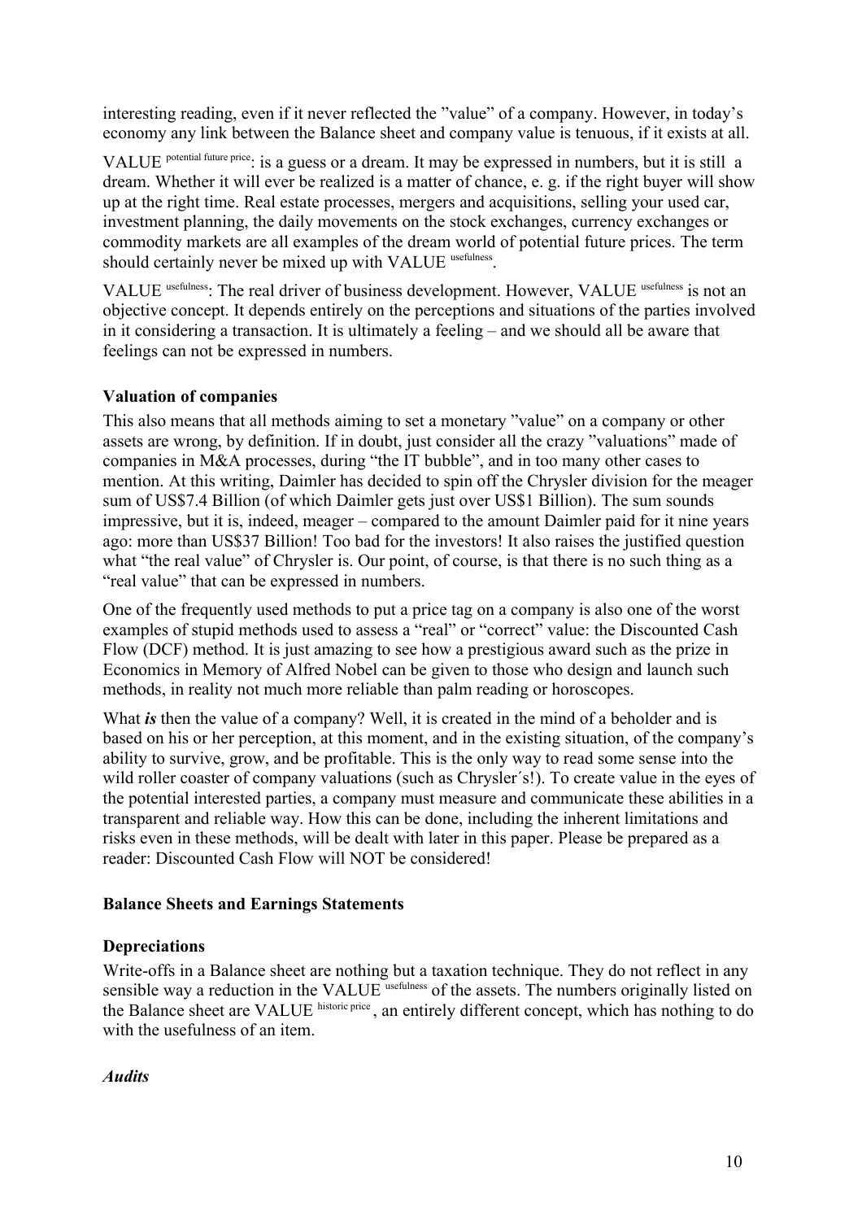interesting reading, even if it never reflected the "value" of a company. However, in today's economy any link between the Balance sheet and company value is tenuous, if it exists at all.

VALUE $^{\text{potential future price}}$: is a guess or a dream. It may be expressed in numbers, but it is still a dream. Whether it will ever be realized is a matter of chance, e. g. if the right buyer will show up at the right time. Real estate processes, mergers and acquisitions, selling your used car, investment planning, the daily movements on the stock exchanges, currency exchanges or commodity markets are all examples of the dream world of potential future prices. The term should certainly never be mixed up with VALUE $^{\text{usefulness}}$.

VALUE $^{\text{usefulness}}$: The real driver of business development. However, VALUE $^{\text{usefulness}}$ is not an objective concept. It depends entirely on the perceptions and situations of the parties involved in it considering a transaction. It is ultimately a feeling – and we should all be aware that feelings can not be expressed in numbers.

**Valuation of companies**

This also means that all methods aiming to set a monetary "value" on a company or other assets are wrong, by definition. If in doubt, just consider all the crazy "valuations" made of companies in M&A processes, during "the IT bubble", and in too many other cases to mention. At this writing, Daimler has decided to spin off the Chrysler division for the meager sum of US$7.4 Billion (of which Daimler gets just over US$1 Billion). The sum sounds impressive, but it is, indeed, meager – compared to the amount Daimler paid for it nine years ago: more than US$37 Billion! Too bad for the investors! It also raises the justified question what "the real value" of Chrysler is. Our point, of course, is that there is no such thing as a "real value" that can be expressed in numbers.

One of the frequently used methods to put a price tag on a company is also one of the worst examples of stupid methods used to assess a "real" or "correct" value: the Discounted Cash Flow (DCF) method. It is just amazing to see how a prestigious award such as the prize in Economics in Memory of Alfred Nobel can be given to those who design and launch such methods, in reality not much more reliable than palm reading or horoscopes.

What ***is*** then the value of a company? Well, it is created in the mind of a beholder and is based on his or her perception, at this moment, and in the existing situation, of the company's ability to survive, grow, and be profitable. This is the only way to read some sense into the wild roller coaster of company valuations (such as Chrysler´s!). To create value in the eyes of the potential interested parties, a company must measure and communicate these abilities in a transparent and reliable way. How this can be done, including the inherent limitations and risks even in these methods, will be dealt with later in this paper. Please be prepared as a reader: Discounted Cash Flow will NOT be considered!

**Balance Sheets and Earnings Statements**

**Depreciations**

Write-offs in a Balance sheet are nothing but a taxation technique. They do not reflect in any sensible way a reduction in the VALUE $^{\text{usefulness}}$ of the assets. The numbers originally listed on the Balance sheet are VALUE $^{\text{historic price}}$, an entirely different concept, which has nothing to do with the usefulness of an item.

***Audits***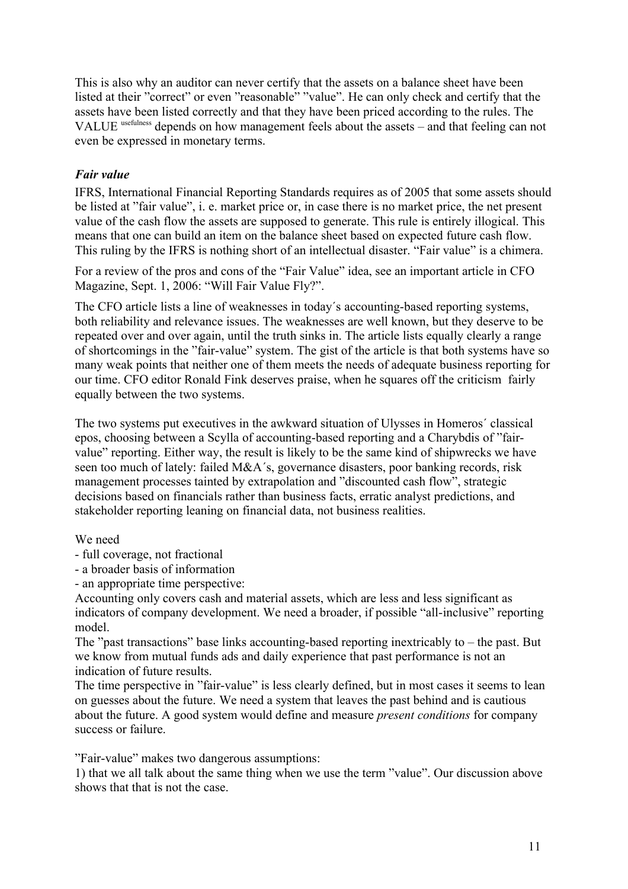This is also why an auditor can never certify that the assets on a balance sheet have been listed at their ”correct” or even ”reasonable” ”value”. He can only check and certify that the assets have been listed correctly and that they have been priced according to the rules. The VALUE $^{usefulness}$ depends on how management feels about the assets – and that feeling can not even be expressed in monetary terms.

### *Fair value*

IFRS, International Financial Reporting Standards requires as of 2005 that some assets should be listed at ”fair value”, i. e. market price or, in case there is no market price, the net present value of the cash flow the assets are supposed to generate. This rule is entirely illogical. This means that one can build an item on the balance sheet based on expected future cash flow. This ruling by the IFRS is nothing short of an intellectual disaster. “Fair value” is a chimera.

For a review of the pros and cons of the “Fair Value” idea, see an important article in CFO Magazine, Sept. 1, 2006: “Will Fair Value Fly?”.

The CFO article lists a line of weaknesses in today´s accounting-based reporting systems, both reliability and relevance issues. The weaknesses are well known, but they deserve to be repeated over and over again, until the truth sinks in. The article lists equally clearly a range of shortcomings in the ”fair-value” system. The gist of the article is that both systems have so many weak points that neither one of them meets the needs of adequate business reporting for our time. CFO editor Ronald Fink deserves praise, when he squares off the criticism fairly equally between the two systems.

The two systems put executives in the awkward situation of Ulysses in Homeros´ classical epos, choosing between a Scylla of accounting-based reporting and a Charybdis of ”fair-value” reporting. Either way, the result is likely to be the same kind of shipwrecks we have seen too much of lately: failed M&A´s, governance disasters, poor banking records, risk management processes tainted by extrapolation and ”discounted cash flow”, strategic decisions based on financials rather than business facts, erratic analyst predictions, and stakeholder reporting leaning on financial data, not business realities.

We need
- full coverage, not fractional
- a broader basis of information
- an appropriate time perspective:

Accounting only covers cash and material assets, which are less and less significant as indicators of company development. We need a broader, if possible “all-inclusive” reporting model.

The ”past transactions” base links accounting-based reporting inextricably to – the past. But we know from mutual funds ads and daily experience that past performance is not an indication of future results.

The time perspective in ”fair-value” is less clearly defined, but in most cases it seems to lean on guesses about the future. We need a system that leaves the past behind and is cautious about the future. A good system would define and measure *present conditions* for company success or failure.

”Fair-value” makes two dangerous assumptions:

1) that we all talk about the same thing when we use the term ”value”. Our discussion above shows that that is not the case.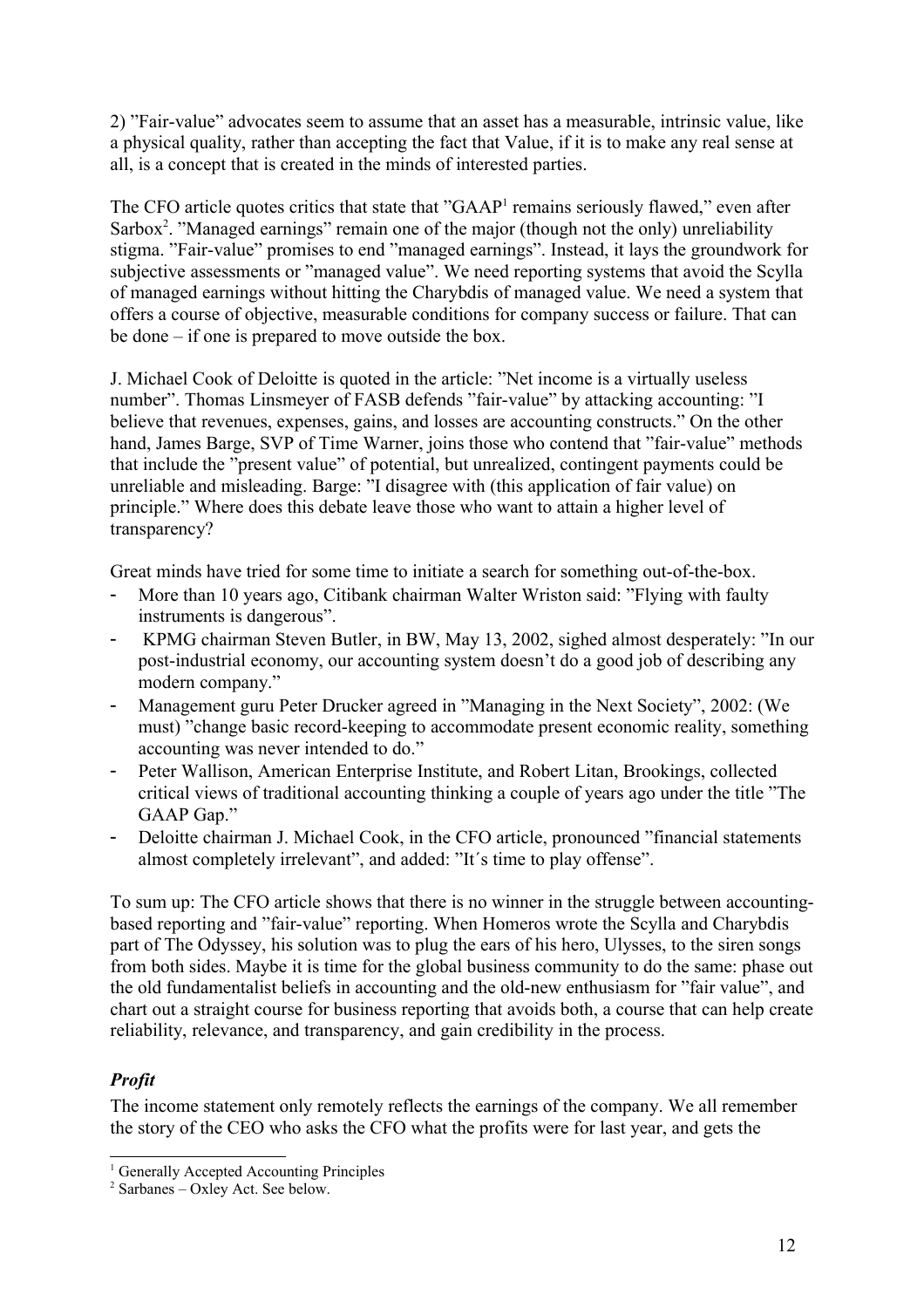2) "Fair-value" advocates seem to assume that an asset has a measurable, intrinsic value, like a physical quality, rather than accepting the fact that Value, if it is to make any real sense at all, is a concept that is created in the minds of interested parties.

The CFO article quotes critics that state that "GAAP[1] remains seriously flawed," even after Sarbox[2]. "Managed earnings" remain one of the major (though not the only) unreliability stigma. "Fair-value" promises to end "managed earnings". Instead, it lays the groundwork for subjective assessments or "managed value". We need reporting systems that avoid the Scylla of managed earnings without hitting the Charybdis of managed value. We need a system that offers a course of objective, measurable conditions for company success or failure. That can be done – if one is prepared to move outside the box.

J. Michael Cook of Deloitte is quoted in the article: "Net income is a virtually useless number". Thomas Linsmeyer of FASB defends "fair-value" by attacking accounting: "I believe that revenues, expenses, gains, and losses are accounting constructs." On the other hand, James Barge, SVP of Time Warner, joins those who contend that "fair-value" methods that include the "present value" of potential, but unrealized, contingent payments could be unreliable and misleading. Barge: "I disagree with (this application of fair value) on principle." Where does this debate leave those who want to attain a higher level of transparency?

Great minds have tried for some time to initiate a search for something out-of-the-box.

- More than 10 years ago, Citibank chairman Walter Wriston said: "Flying with faulty instruments is dangerous".
- KPMG chairman Steven Butler, in BW, May 13, 2002, sighed almost desperately: "In our post-industrial economy, our accounting system doesn't do a good job of describing any modern company."
- Management guru Peter Drucker agreed in "Managing in the Next Society", 2002: (We must) "change basic record-keeping to accommodate present economic reality, something accounting was never intended to do."
- Peter Wallison, American Enterprise Institute, and Robert Litan, Brookings, collected critical views of traditional accounting thinking a couple of years ago under the title "The GAAP Gap."
- Deloitte chairman J. Michael Cook, in the CFO article, pronounced "financial statements almost completely irrelevant", and added: "It´s time to play offense".

To sum up: The CFO article shows that there is no winner in the struggle between accounting-based reporting and "fair-value" reporting. When Homeros wrote the Scylla and Charybdis part of The Odyssey, his solution was to plug the ears of his hero, Ulysses, to the siren songs from both sides. Maybe it is time for the global business community to do the same: phase out the old fundamentalist beliefs in accounting and the old-new enthusiasm for "fair value", and chart out a straight course for business reporting that avoids both, a course that can help create reliability, relevance, and transparency, and gain credibility in the process.

### ***Profit***

The income statement only remotely reflects the earnings of the company. We all remember the story of the CEO who asks the CFO what the profits were for last year, and gets the

---

[1] Generally Accepted Accounting Principles

[2] Sarbanes – Oxley Act. See below.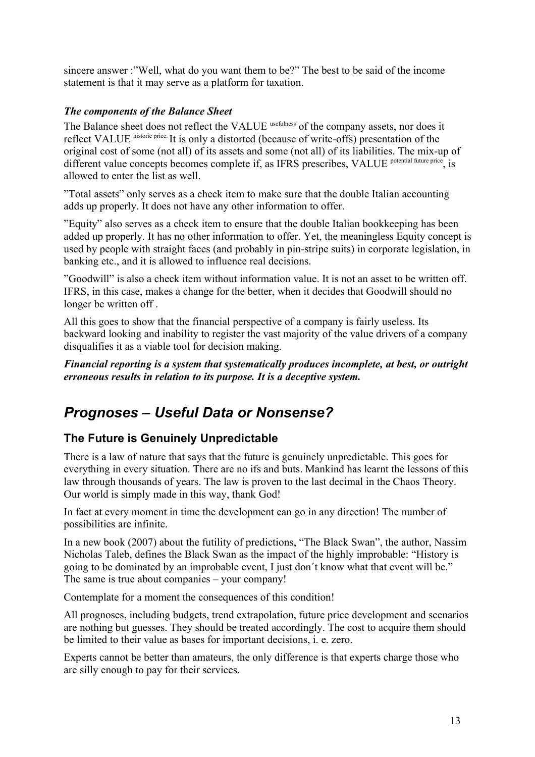sincere answer :"Well, what do you want them to be?" The best to be said of the income statement is that it may serve as a platform for taxation.

***The components of the Balance Sheet***

The Balance sheet does not reflect the VALUE $^{\text{usefulness}}$ of the company assets, nor does it reflect VALUE $^{\text{historic price.}}$ It is only a distorted (because of write-offs) presentation of the original cost of some (not all) of its assets and some (not all) of its liabilities. The mix-up of different value concepts becomes complete if, as IFRS prescribes, VALUE $^{\text{potential future price}}$, is allowed to enter the list as well.

"Total assets" only serves as a check item to make sure that the double Italian accounting adds up properly. It does not have any other information to offer.

"Equity" also serves as a check item to ensure that the double Italian bookkeeping has been added up properly. It has no other information to offer. Yet, the meaningless Equity concept is used by people with straight faces (and probably in pin-stripe suits) in corporate legislation, in banking etc., and it is allowed to influence real decisions.

"Goodwill" is also a check item without information value. It is not an asset to be written off. IFRS, in this case, makes a change for the better, when it decides that Goodwill should no longer be written off .

All this goes to show that the financial perspective of a company is fairly useless. Its backward looking and inability to register the vast majority of the value drivers of a company disqualifies it as a viable tool for decision making.

***Financial reporting is a system that systematically produces incomplete, at best, or outright erroneous results in relation to its purpose. It is a deceptive system.***

# *Prognoses – Useful Data or Nonsense?*

## The Future is Genuinely Unpredictable

There is a law of nature that says that the future is genuinely unpredictable. This goes for everything in every situation. There are no ifs and buts. Mankind has learnt the lessons of this law through thousands of years. The law is proven to the last decimal in the Chaos Theory. Our world is simply made in this way, thank God!

In fact at every moment in time the development can go in any direction! The number of possibilities are infinite.

In a new book (2007) about the futility of predictions, "The Black Swan", the author, Nassim Nicholas Taleb, defines the Black Swan as the impact of the highly improbable: "History is going to be dominated by an improbable event, I just don´t know what that event will be." The same is true about companies – your company!

Contemplate for a moment the consequences of this condition!

All prognoses, including budgets, trend extrapolation, future price development and scenarios are nothing but guesses. They should be treated accordingly. The cost to acquire them should be limited to their value as bases for important decisions, i. e. zero.

Experts cannot be better than amateurs, the only difference is that experts charge those who are silly enough to pay for their services.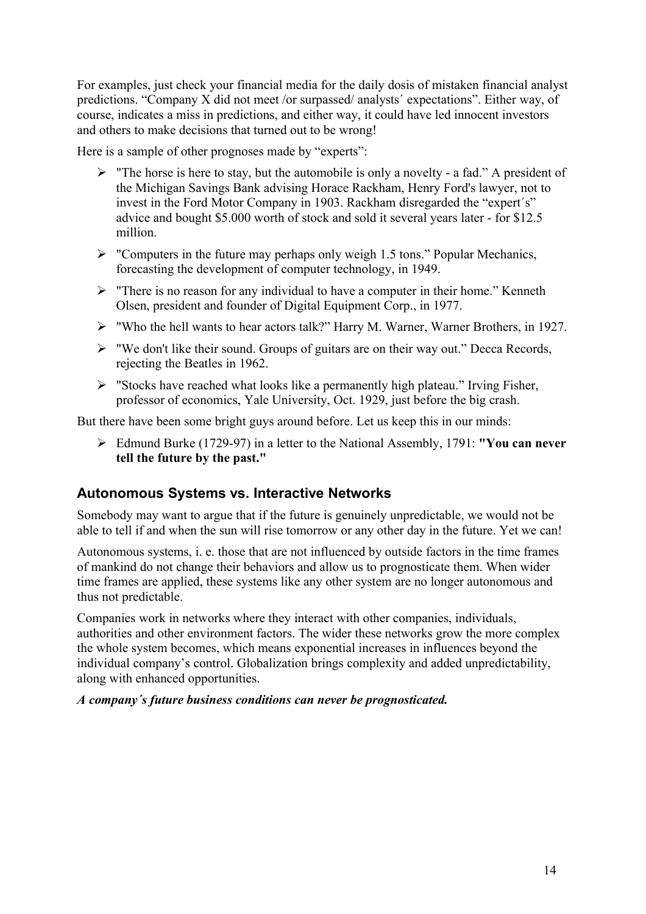For examples, just check your financial media for the daily dosis of mistaken financial analyst predictions. “Company X did not meet /or surpassed/ analysts´ expectations”. Either way, of course, indicates a miss in predictions, and either way, it could have led innocent investors and others to make decisions that turned out to be wrong!

Here is a sample of other prognoses made by “experts”:

- "The horse is here to stay, but the automobile is only a novelty - a fad.” A president of the Michigan Savings Bank advising Horace Rackham, Henry Ford's lawyer, not to invest in the Ford Motor Company in 1903. Rackham disregarded the “expert´s” advice and bought $5.000 worth of stock and sold it several years later - for $12.5 million.
- "Computers in the future may perhaps only weigh 1.5 tons.” Popular Mechanics, forecasting the development of computer technology, in 1949.
- "There is no reason for any individual to have a computer in their home.” Kenneth Olsen, president and founder of Digital Equipment Corp., in 1977.
- "Who the hell wants to hear actors talk?” Harry M. Warner, Warner Brothers, in 1927.
- "We don't like their sound. Groups of guitars are on their way out.” Decca Records, rejecting the Beatles in 1962.
- "Stocks have reached what looks like a permanently high plateau.” Irving Fisher, professor of economics, Yale University, Oct. 1929, just before the big crash.

But there have been some bright guys around before. Let us keep this in our minds:

- Edmund Burke (1729-97) in a letter to the National Assembly, 1791: **"You can never tell the future by the past."**

## Autonomous Systems vs. Interactive Networks

Somebody may want to argue that if the future is genuinely unpredictable, we would not be able to tell if and when the sun will rise tomorrow or any other day in the future. Yet we can!

Autonomous systems, i. e. those that are not influenced by outside factors in the time frames of mankind do not change their behaviors and allow us to prognosticate them. When wider time frames are applied, these systems like any other system are no longer autonomous and thus not predictable.

Companies work in networks where they interact with other companies, individuals, authorities and other environment factors. The wider these networks grow the more complex the whole system becomes, which means exponential increases in influences beyond the individual company’s control. Globalization brings complexity and added unpredictability, along with enhanced opportunities.

***A company´s future business conditions can never be prognosticated.***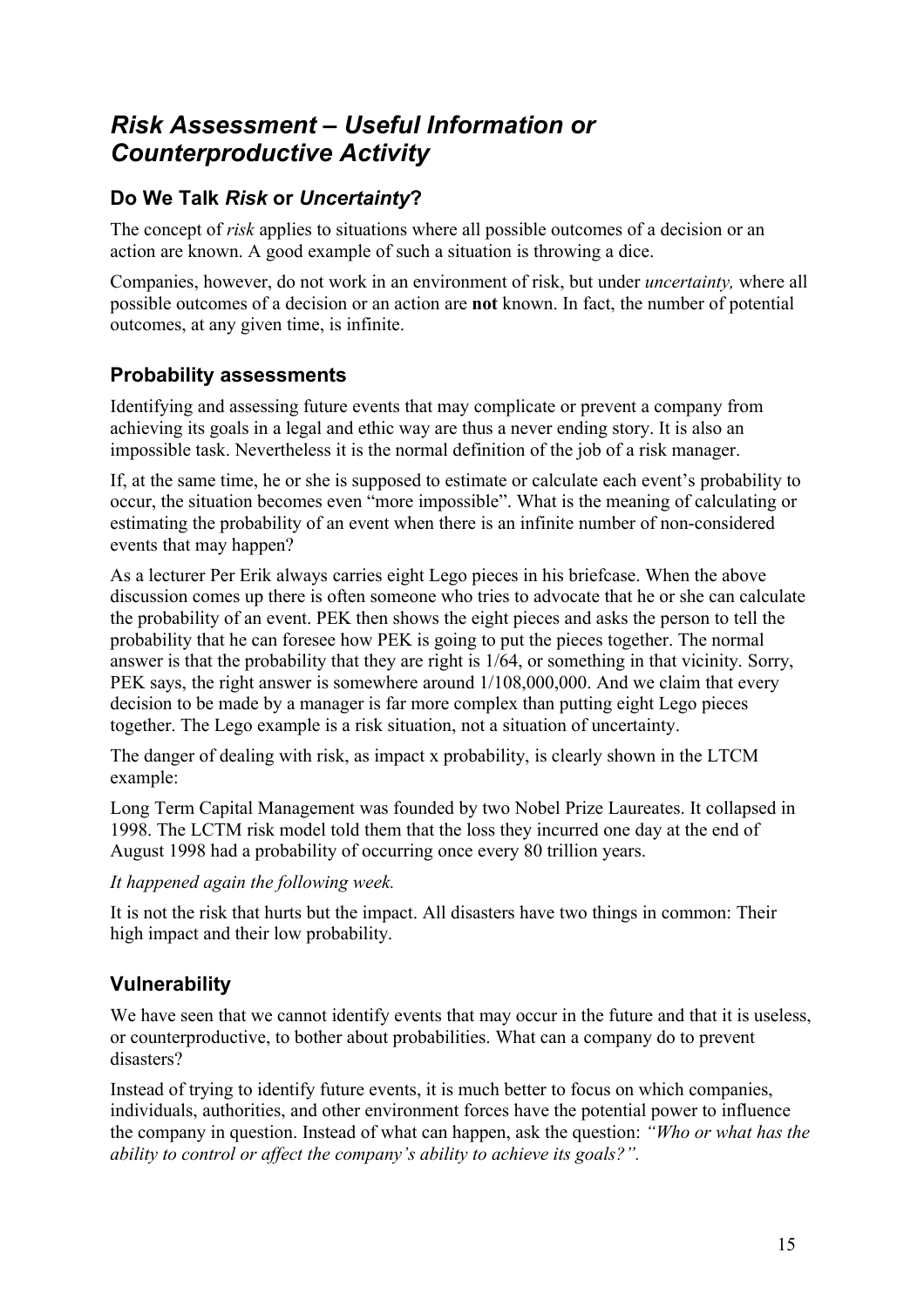# *Risk Assessment – Useful Information or Counterproductive Activity*

## Do We Talk *Risk* or *Uncertainty*?

The concept of *risk* applies to situations where all possible outcomes of a decision or an action are known. A good example of such a situation is throwing a dice.

Companies, however, do not work in an environment of risk, but under *uncertainty,* where all possible outcomes of a decision or an action are **not** known. In fact, the number of potential outcomes, at any given time, is infinite.

## Probability assessments

Identifying and assessing future events that may complicate or prevent a company from achieving its goals in a legal and ethic way are thus a never ending story. It is also an impossible task. Nevertheless it is the normal definition of the job of a risk manager.

If, at the same time, he or she is supposed to estimate or calculate each event's probability to occur, the situation becomes even "more impossible". What is the meaning of calculating or estimating the probability of an event when there is an infinite number of non-considered events that may happen?

As a lecturer Per Erik always carries eight Lego pieces in his briefcase. When the above discussion comes up there is often someone who tries to advocate that he or she can calculate the probability of an event. PEK then shows the eight pieces and asks the person to tell the probability that he can foresee how PEK is going to put the pieces together. The normal answer is that the probability that they are right is 1/64, or something in that vicinity. Sorry, PEK says, the right answer is somewhere around 1/108,000,000. And we claim that every decision to be made by a manager is far more complex than putting eight Lego pieces together. The Lego example is a risk situation, not a situation of uncertainty.

The danger of dealing with risk, as impact x probability, is clearly shown in the LTCM example:

Long Term Capital Management was founded by two Nobel Prize Laureates. It collapsed in 1998. The LCTM risk model told them that the loss they incurred one day at the end of August 1998 had a probability of occurring once every 80 trillion years.

*It happened again the following week.*

It is not the risk that hurts but the impact. All disasters have two things in common: Their high impact and their low probability.

## Vulnerability

We have seen that we cannot identify events that may occur in the future and that it is useless, or counterproductive, to bother about probabilities. What can a company do to prevent disasters?

Instead of trying to identify future events, it is much better to focus on which companies, individuals, authorities, and other environment forces have the potential power to influence the company in question. Instead of what can happen, ask the question: *"Who or what has the ability to control or affect the company's ability to achieve its goals?".*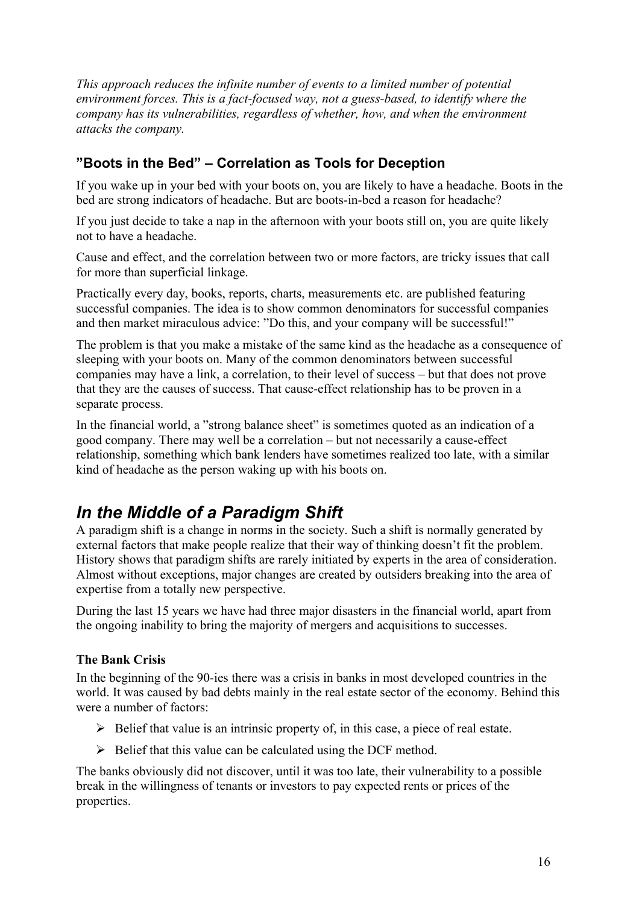*This approach reduces the infinite number of events to a limited number of potential environment forces. This is a fact-focused way, not a guess-based, to identify where the company has its vulnerabilities, regardless of whether, how, and when the environment attacks the company.*

### ”Boots in the Bed” – Correlation as Tools for Deception

If you wake up in your bed with your boots on, you are likely to have a headache. Boots in the bed are strong indicators of headache. But are boots-in-bed a reason for headache?

If you just decide to take a nap in the afternoon with your boots still on, you are quite likely not to have a headache.

Cause and effect, and the correlation between two or more factors, are tricky issues that call for more than superficial linkage.

Practically every day, books, reports, charts, measurements etc. are published featuring successful companies. The idea is to show common denominators for successful companies and then market miraculous advice: ”Do this, and your company will be successful!”

The problem is that you make a mistake of the same kind as the headache as a consequence of sleeping with your boots on. Many of the common denominators between successful companies may have a link, a correlation, to their level of success – but that does not prove that they are the causes of success. That cause-effect relationship has to be proven in a separate process.

In the financial world, a ”strong balance sheet” is sometimes quoted as an indication of a good company. There may well be a correlation – but not necessarily a cause-effect relationship, something which bank lenders have sometimes realized too late, with a similar kind of headache as the person waking up with his boots on.

## *In the Middle of a Paradigm Shift*

A paradigm shift is a change in norms in the society. Such a shift is normally generated by external factors that make people realize that their way of thinking doesn't fit the problem. History shows that paradigm shifts are rarely initiated by experts in the area of consideration. Almost without exceptions, major changes are created by outsiders breaking into the area of expertise from a totally new perspective.

During the last 15 years we have had three major disasters in the financial world, apart from the ongoing inability to bring the majority of mergers and acquisitions to successes.

#### The Bank Crisis

In the beginning of the 90-ies there was a crisis in banks in most developed countries in the world. It was caused by bad debts mainly in the real estate sector of the economy. Behind this were a number of factors:

- Belief that value is an intrinsic property of, in this case, a piece of real estate.
- Belief that this value can be calculated using the DCF method.

The banks obviously did not discover, until it was too late, their vulnerability to a possible break in the willingness of tenants or investors to pay expected rents or prices of the properties.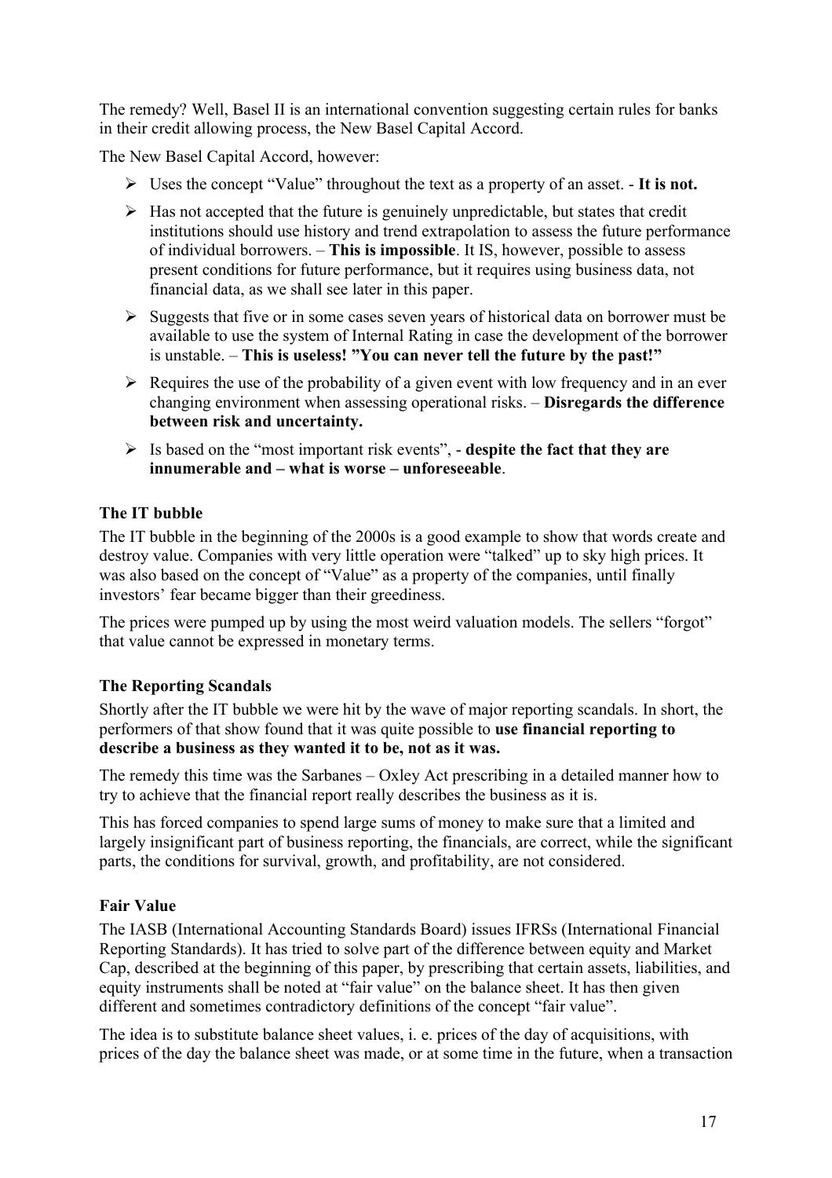The remedy? Well, Basel II is an international convention suggesting certain rules for banks in their credit allowing process, the New Basel Capital Accord.

The New Basel Capital Accord, however:

- Uses the concept "Value" throughout the text as a property of an asset. - **It is not.**
- Has not accepted that the future is genuinely unpredictable, but states that credit institutions should use history and trend extrapolation to assess the future performance of individual borrowers. – **This is impossible**. It IS, however, possible to assess present conditions for future performance, but it requires using business data, not financial data, as we shall see later in this paper.
- Suggests that five or in some cases seven years of historical data on borrower must be available to use the system of Internal Rating in case the development of the borrower is unstable. – **This is useless! "You can never tell the future by the past!"**
- Requires the use of the probability of a given event with low frequency and in an ever changing environment when assessing operational risks. – **Disregards the difference between risk and uncertainty.**
- Is based on the "most important risk events", - **despite the fact that they are innumerable and – what is worse – unforeseeable**.

### The IT bubble

The IT bubble in the beginning of the 2000s is a good example to show that words create and destroy value. Companies with very little operation were "talked" up to sky high prices. It was also based on the concept of "Value" as a property of the companies, until finally investors' fear became bigger than their greediness.

The prices were pumped up by using the most weird valuation models. The sellers "forgot" that value cannot be expressed in monetary terms.

### The Reporting Scandals

Shortly after the IT bubble we were hit by the wave of major reporting scandals. In short, the performers of that show found that it was quite possible to **use financial reporting to describe a business as they wanted it to be, not as it was.**

The remedy this time was the Sarbanes – Oxley Act prescribing in a detailed manner how to try to achieve that the financial report really describes the business as it is.

This has forced companies to spend large sums of money to make sure that a limited and largely insignificant part of business reporting, the financials, are correct, while the significant parts, the conditions for survival, growth, and profitability, are not considered.

### Fair Value

The IASB (International Accounting Standards Board) issues IFRSs (International Financial Reporting Standards). It has tried to solve part of the difference between equity and Market Cap, described at the beginning of this paper, by prescribing that certain assets, liabilities, and equity instruments shall be noted at "fair value" on the balance sheet. It has then given different and sometimes contradictory definitions of the concept "fair value".

The idea is to substitute balance sheet values, i. e. prices of the day of acquisitions, with prices of the day the balance sheet was made, or at some time in the future, when a transaction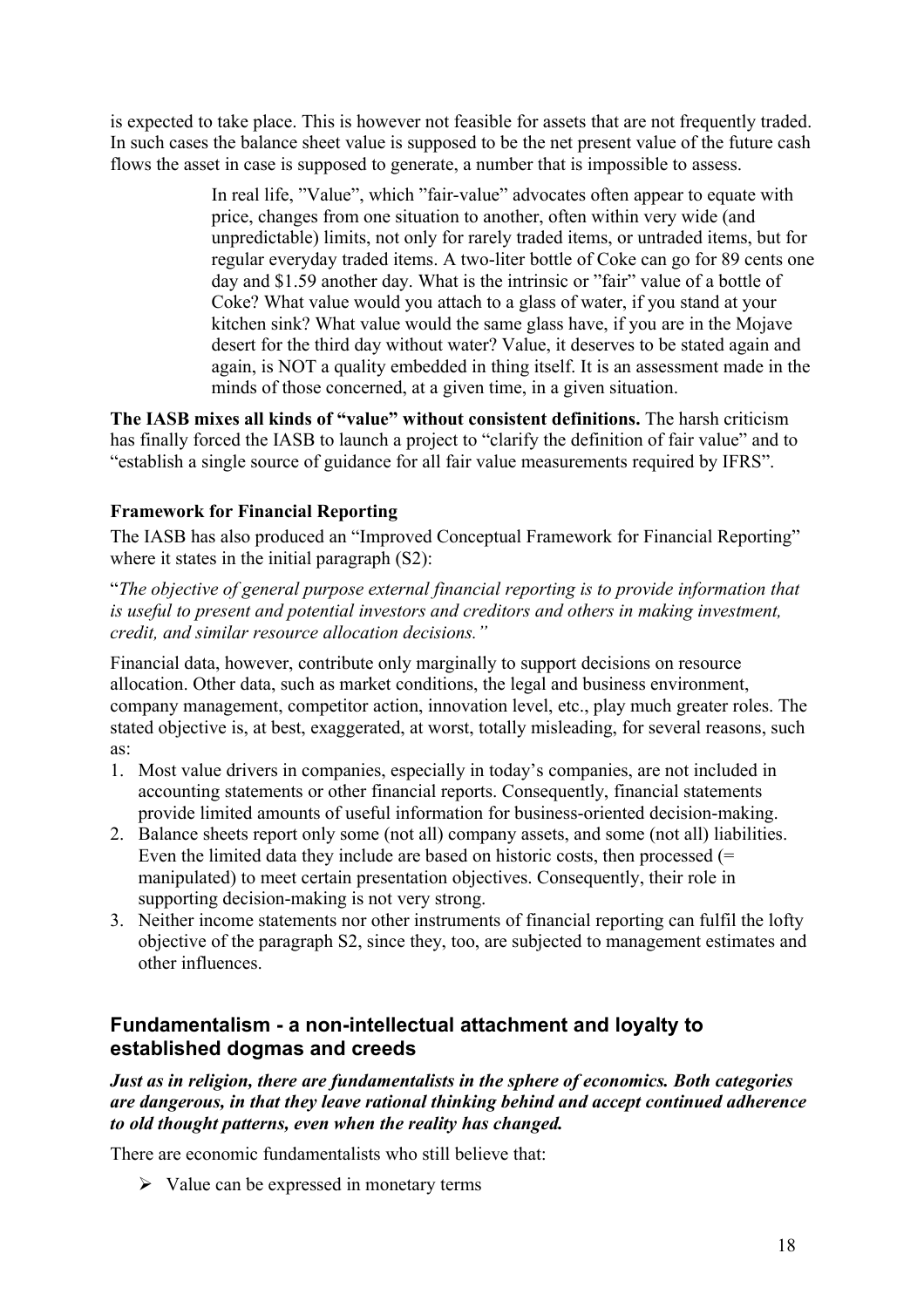is expected to take place. This is however not feasible for assets that are not frequently traded. In such cases the balance sheet value is supposed to be the net present value of the future cash flows the asset in case is supposed to generate, a number that is impossible to assess.

> In real life, "Value", which "fair-value" advocates often appear to equate with price, changes from one situation to another, often within very wide (and unpredictable) limits, not only for rarely traded items, or untraded items, but for regular everyday traded items. A two-liter bottle of Coke can go for 89 cents one day and $1.59 another day. What is the intrinsic or "fair" value of a bottle of Coke? What value would you attach to a glass of water, if you stand at your kitchen sink? What value would the same glass have, if you are in the Mojave desert for the third day without water? Value, it deserves to be stated again and again, is NOT a quality embedded in thing itself. It is an assessment made in the minds of those concerned, at a given time, in a given situation.

**The IASB mixes all kinds of "value" without consistent definitions.** The harsh criticism has finally forced the IASB to launch a project to "clarify the definition of fair value" and to "establish a single source of guidance for all fair value measurements required by IFRS".

### Framework for Financial Reporting

The IASB has also produced an "Improved Conceptual Framework for Financial Reporting" where it states in the initial paragraph (S2):

"*The objective of general purpose external financial reporting is to provide information that is useful to present and potential investors and creditors and others in making investment, credit, and similar resource allocation decisions."*

Financial data, however, contribute only marginally to support decisions on resource allocation. Other data, such as market conditions, the legal and business environment, company management, competitor action, innovation level, etc., play much greater roles. The stated objective is, at best, exaggerated, at worst, totally misleading, for several reasons, such as:

1. Most value drivers in companies, especially in today's companies, are not included in accounting statements or other financial reports. Consequently, financial statements provide limited amounts of useful information for business-oriented decision-making.
2. Balance sheets report only some (not all) company assets, and some (not all) liabilities. Even the limited data they include are based on historic costs, then processed (= manipulated) to meet certain presentation objectives. Consequently, their role in supporting decision-making is not very strong.
3. Neither income statements nor other instruments of financial reporting can fulfil the lofty objective of the paragraph S2, since they, too, are subjected to management estimates and other influences.

## Fundamentalism - a non-intellectual attachment and loyalty to established dogmas and creeds

***Just as in religion, there are fundamentalists in the sphere of economics. Both categories are dangerous, in that they leave rational thinking behind and accept continued adherence to old thought patterns, even when the reality has changed.***

There are economic fundamentalists who still believe that:

- Value can be expressed in monetary terms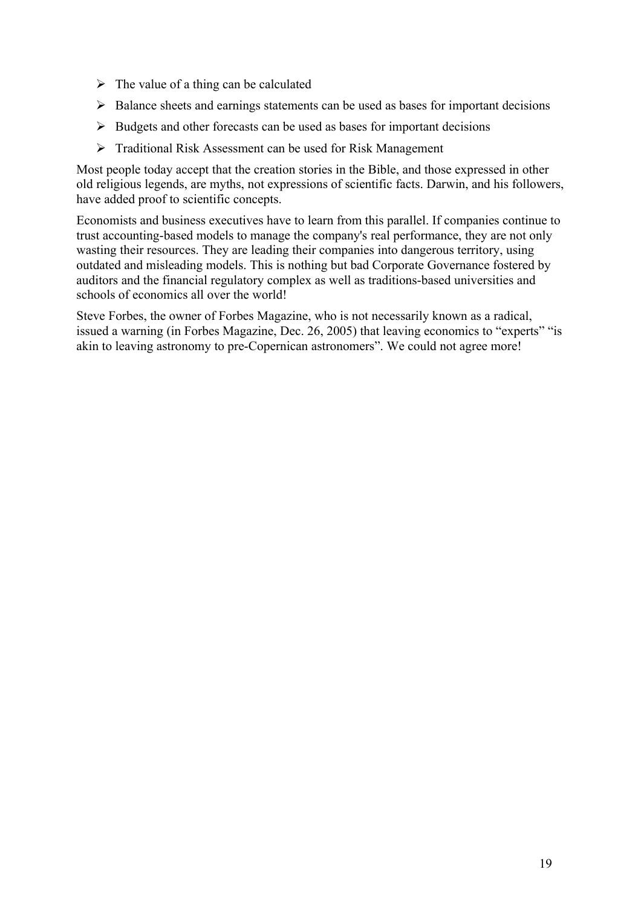- The value of a thing can be calculated
- Balance sheets and earnings statements can be used as bases for important decisions
- Budgets and other forecasts can be used as bases for important decisions
- Traditional Risk Assessment can be used for Risk Management

Most people today accept that the creation stories in the Bible, and those expressed in other old religious legends, are myths, not expressions of scientific facts. Darwin, and his followers, have added proof to scientific concepts.

Economists and business executives have to learn from this parallel. If companies continue to trust accounting-based models to manage the company's real performance, they are not only wasting their resources. They are leading their companies into dangerous territory, using outdated and misleading models. This is nothing but bad Corporate Governance fostered by auditors and the financial regulatory complex as well as traditions-based universities and schools of economics all over the world!

Steve Forbes, the owner of Forbes Magazine, who is not necessarily known as a radical, issued a warning (in Forbes Magazine, Dec. 26, 2005) that leaving economics to "experts" "is akin to leaving astronomy to pre-Copernican astronomers". We could not agree more!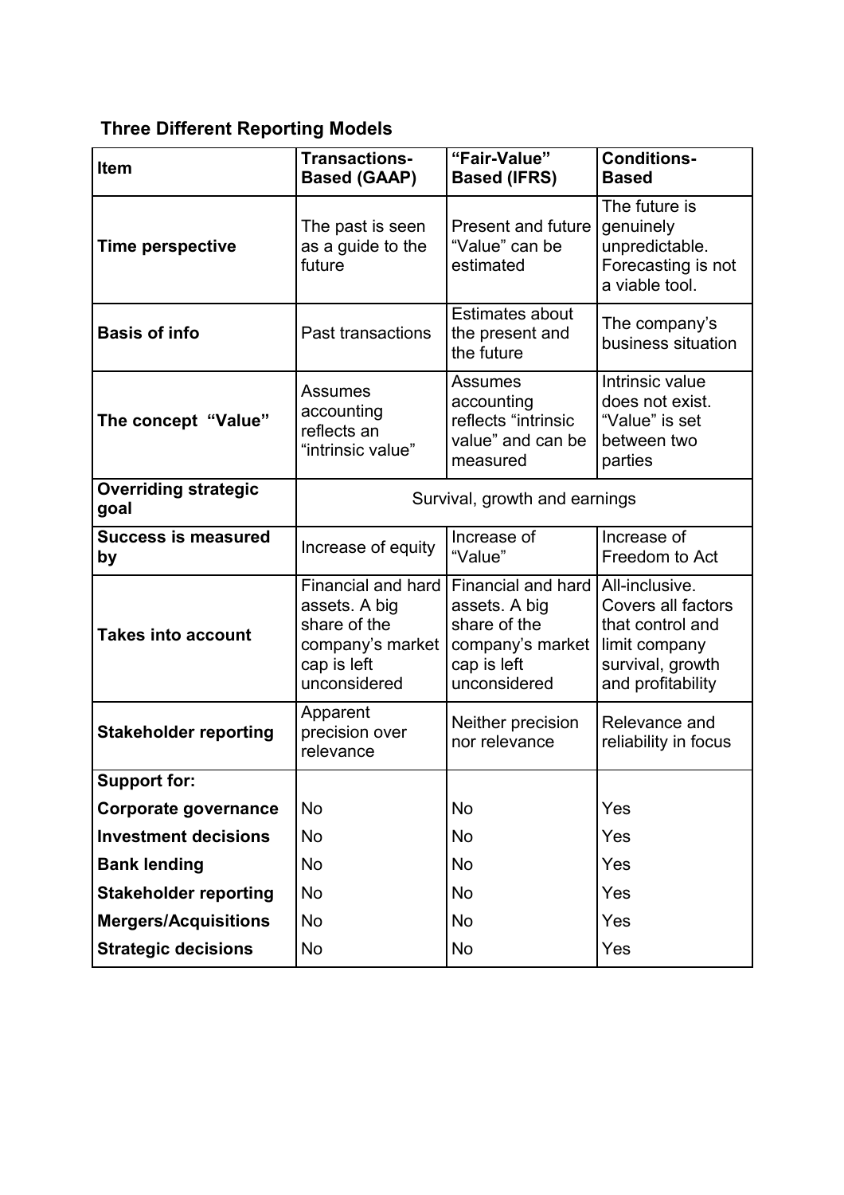### Three Different Reporting Models

| Item | Transactions-Based (GAAP) | "Fair-Value" Based (IFRS) | Conditions-Based |
|---|---|---|---|
| **Time perspective** | The past is seen as a guide to the future | Present and future "Value" can be estimated | The future is genuinely unpredictable. Forecasting is not a viable tool. |
| **Basis of info** | Past transactions | Estimates about the present and the future | The company's business situation |
| **The concept "Value"** | Assumes accounting reflects an "intrinsic value" | Assumes accounting reflects "intrinsic value" and can be measured | Intrinsic value does not exist. "Value" is set between two parties |
| **Overriding strategic goal** | Survival, growth and earnings | | |
| **Success is measured by** | Increase of equity | Increase of "Value" | Increase of Freedom to Act |
| **Takes into account** | Financial and hard assets. A big share of the company's market cap is left unconsidered | Financial and hard assets. A big share of the company's market cap is left unconsidered | All-inclusive. Covers all factors that control and limit company survival, growth and profitability |
| **Stakeholder reporting** | Apparent precision over relevance | Neither precision nor relevance | Relevance and reliability in focus |
| **Support for:** | | | |
| **Corporate governance** | No | No | Yes |
| **Investment decisions** | No | No | Yes |
| **Bank lending** | No | No | Yes |
| **Stakeholder reporting** | No | No | Yes |
| **Mergers/Acquisitions** | No | No | Yes |
| **Strategic decisions** | No | No | Yes |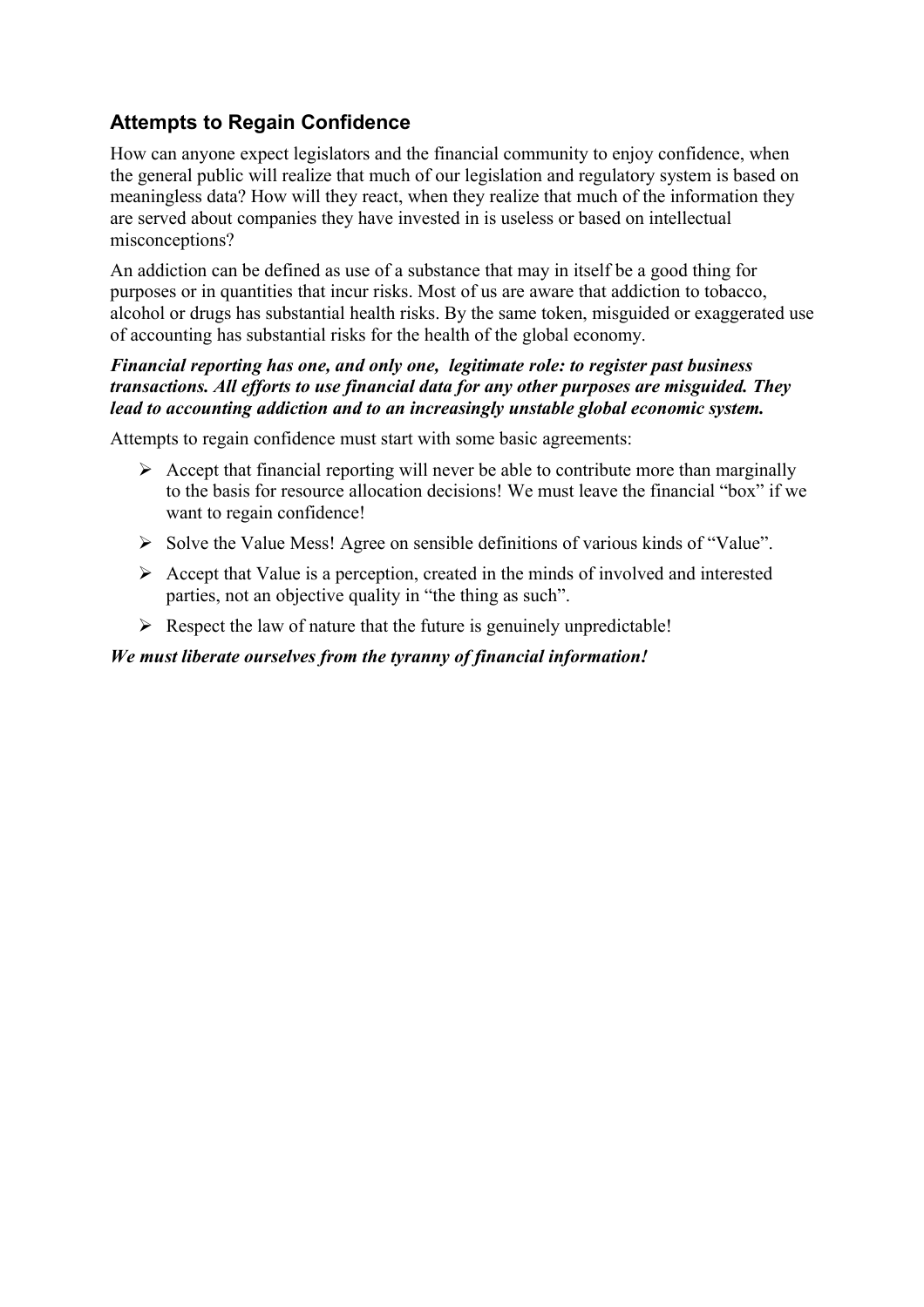## Attempts to Regain Confidence

How can anyone expect legislators and the financial community to enjoy confidence, when the general public will realize that much of our legislation and regulatory system is based on meaningless data? How will they react, when they realize that much of the information they are served about companies they have invested in is useless or based on intellectual misconceptions?

An addiction can be defined as use of a substance that may in itself be a good thing for purposes or in quantities that incur risks. Most of us are aware that addiction to tobacco, alcohol or drugs has substantial health risks. By the same token, misguided or exaggerated use of accounting has substantial risks for the health of the global economy.

***Financial reporting has one, and only one, legitimate role: to register past business transactions. All efforts to use financial data for any other purposes are misguided. They lead to accounting addiction and to an increasingly unstable global economic system.***

Attempts to regain confidence must start with some basic agreements:

- Accept that financial reporting will never be able to contribute more than marginally to the basis for resource allocation decisions! We must leave the financial "box" if we want to regain confidence!
- Solve the Value Mess! Agree on sensible definitions of various kinds of "Value".
- Accept that Value is a perception, created in the minds of involved and interested parties, not an objective quality in "the thing as such".
- Respect the law of nature that the future is genuinely unpredictable!

***We must liberate ourselves from the tyranny of financial information!***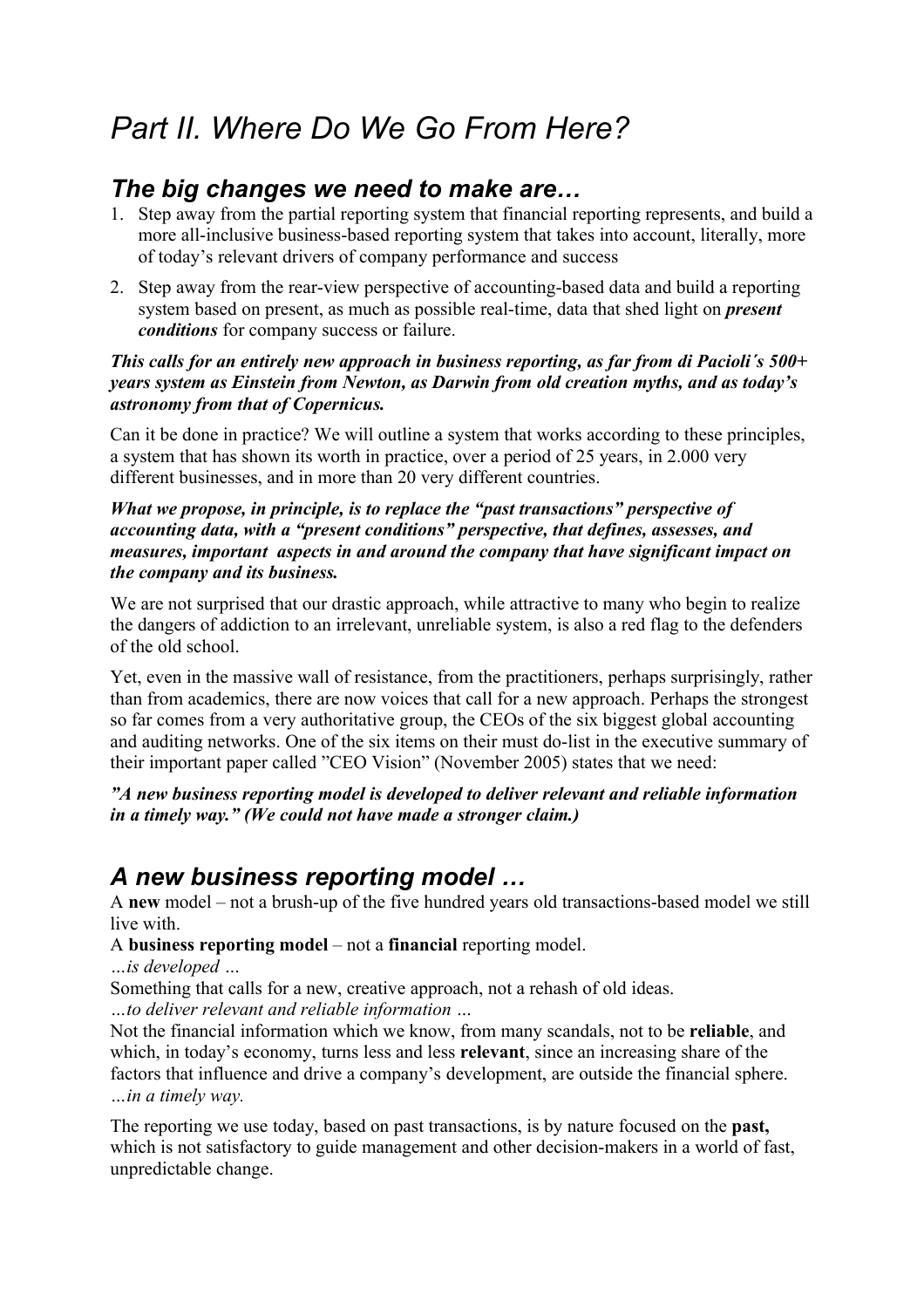# *Part II. Where Do We Go From Here?*

## *The big changes we need to make are…*

1. Step away from the partial reporting system that financial reporting represents, and build a more all-inclusive business-based reporting system that takes into account, literally, more of today's relevant drivers of company performance and success
2. Step away from the rear-view perspective of accounting-based data and build a reporting system based on present, as much as possible real-time, data that shed light on ***present conditions*** for company success or failure.

***This calls for an entirely new approach in business reporting, as far from di Pacioli´s 500+ years system as Einstein from Newton, as Darwin from old creation myths, and as today's astronomy from that of Copernicus.***

Can it be done in practice? We will outline a system that works according to these principles, a system that has shown its worth in practice, over a period of 25 years, in 2.000 very different businesses, and in more than 20 very different countries.

***What we propose, in principle, is to replace the "past transactions" perspective of accounting data, with a "present conditions" perspective, that defines, assesses, and measures, important aspects in and around the company that have significant impact on the company and its business.***

We are not surprised that our drastic approach, while attractive to many who begin to realize the dangers of addiction to an irrelevant, unreliable system, is also a red flag to the defenders of the old school.

Yet, even in the massive wall of resistance, from the practitioners, perhaps surprisingly, rather than from academics, there are now voices that call for a new approach. Perhaps the strongest so far comes from a very authoritative group, the CEOs of the six biggest global accounting and auditing networks. One of the six items on their must do-list in the executive summary of their important paper called "CEO Vision" (November 2005) states that we need:

***"A new business reporting model is developed to deliver relevant and reliable information in a timely way." (We could not have made a stronger claim.)***

## *A new business reporting model …*

A **new** model – not a brush-up of the five hundred years old transactions-based model we still live with.

A **business reporting model** – not a **financial** reporting model.

*…is developed …*

Something that calls for a new, creative approach, not a rehash of old ideas.

*…to deliver relevant and reliable information …*

Not the financial information which we know, from many scandals, not to be **reliable**, and which, in today's economy, turns less and less **relevant**, since an increasing share of the factors that influence and drive a company's development, are outside the financial sphere.

*…in a timely way.*

The reporting we use today, based on past transactions, is by nature focused on the **past,** which is not satisfactory to guide management and other decision-makers in a world of fast, unpredictable change.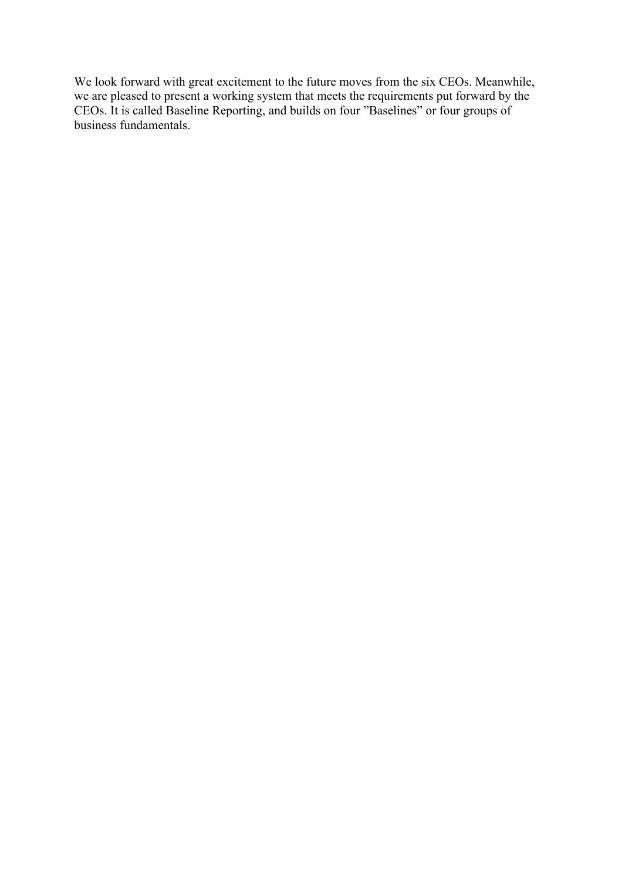We look forward with great excitement to the future moves from the six CEOs. Meanwhile, we are pleased to present a working system that meets the requirements put forward by the CEOs. It is called Baseline Reporting, and builds on four ”Baselines” or four groups of business fundamentals.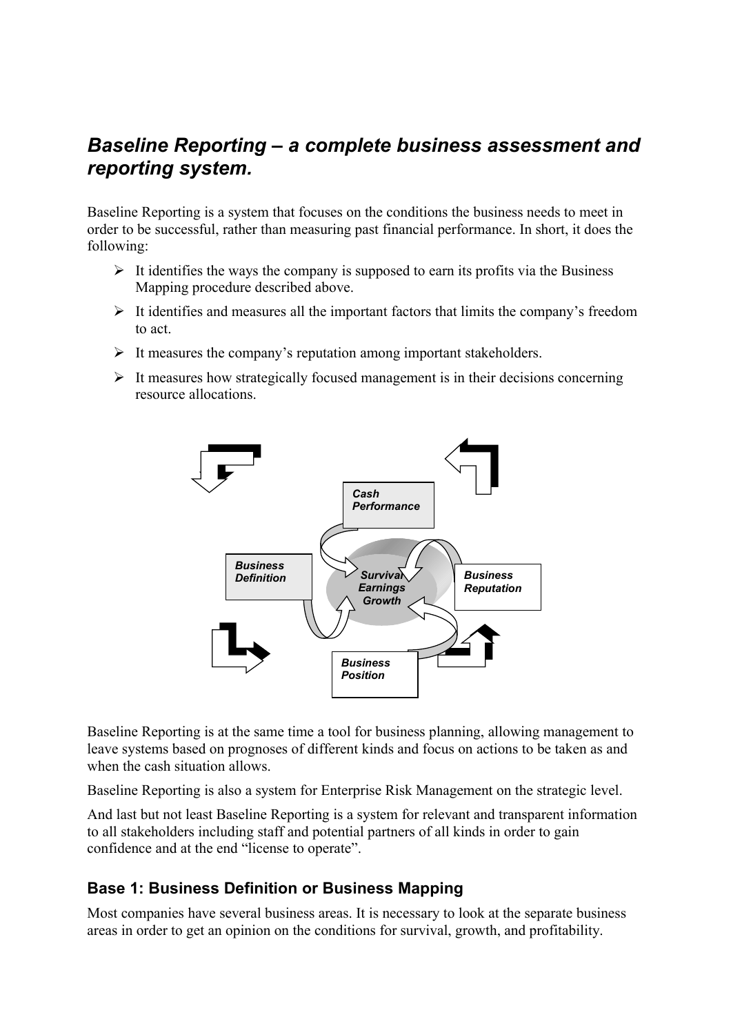## *Baseline Reporting – a complete business assessment and reporting system.*

Baseline Reporting is a system that focuses on the conditions the business needs to meet in order to be successful, rather than measuring past financial performance. In short, it does the following:

- It identifies the ways the company is supposed to earn its profits via the Business Mapping procedure described above.
- It identifies and measures all the important factors that limits the company's freedom to act.
- It measures the company's reputation among important stakeholders.
- It measures how strategically focused management is in their decisions concerning resource allocations.

*Cash Performance*

*Business Definition*

*Survival Earnings Growth*

*Business Reputation*

*Business Position*

Baseline Reporting is at the same time a tool for business planning, allowing management to leave systems based on prognoses of different kinds and focus on actions to be taken as and when the cash situation allows.

Baseline Reporting is also a system for Enterprise Risk Management on the strategic level.

And last but not least Baseline Reporting is a system for relevant and transparent information to all stakeholders including staff and potential partners of all kinds in order to gain confidence and at the end "license to operate".

### Base 1: Business Definition or Business Mapping

Most companies have several business areas. It is necessary to look at the separate business areas in order to get an opinion on the conditions for survival, growth, and profitability.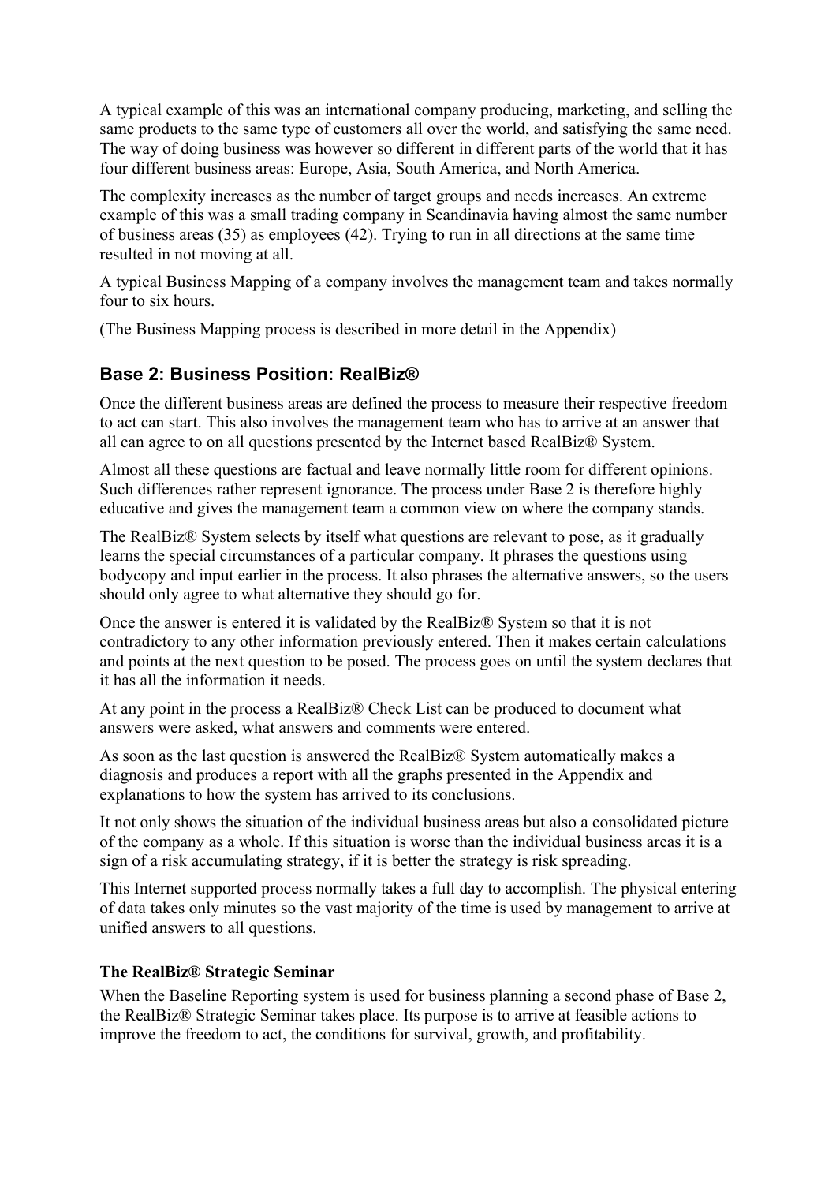A typical example of this was an international company producing, marketing, and selling the same products to the same type of customers all over the world, and satisfying the same need. The way of doing business was however so different in different parts of the world that it has four different business areas: Europe, Asia, South America, and North America.

The complexity increases as the number of target groups and needs increases. An extreme example of this was a small trading company in Scandinavia having almost the same number of business areas (35) as employees (42). Trying to run in all directions at the same time resulted in not moving at all.

A typical Business Mapping of a company involves the management team and takes normally four to six hours.

(The Business Mapping process is described in more detail in the Appendix)

## Base 2: Business Position: RealBiz®

Once the different business areas are defined the process to measure their respective freedom to act can start. This also involves the management team who has to arrive at an answer that all can agree to on all questions presented by the Internet based RealBiz® System.

Almost all these questions are factual and leave normally little room for different opinions. Such differences rather represent ignorance. The process under Base 2 is therefore highly educative and gives the management team a common view on where the company stands.

The RealBiz® System selects by itself what questions are relevant to pose, as it gradually learns the special circumstances of a particular company. It phrases the questions using bodycopy and input earlier in the process. It also phrases the alternative answers, so the users should only agree to what alternative they should go for.

Once the answer is entered it is validated by the RealBiz® System so that it is not contradictory to any other information previously entered. Then it makes certain calculations and points at the next question to be posed. The process goes on until the system declares that it has all the information it needs.

At any point in the process a RealBiz® Check List can be produced to document what answers were asked, what answers and comments were entered.

As soon as the last question is answered the RealBiz® System automatically makes a diagnosis and produces a report with all the graphs presented in the Appendix and explanations to how the system has arrived to its conclusions.

It not only shows the situation of the individual business areas but also a consolidated picture of the company as a whole. If this situation is worse than the individual business areas it is a sign of a risk accumulating strategy, if it is better the strategy is risk spreading.

This Internet supported process normally takes a full day to accomplish. The physical entering of data takes only minutes so the vast majority of the time is used by management to arrive at unified answers to all questions.

### The RealBiz® Strategic Seminar

When the Baseline Reporting system is used for business planning a second phase of Base 2, the RealBiz® Strategic Seminar takes place. Its purpose is to arrive at feasible actions to improve the freedom to act, the conditions for survival, growth, and profitability.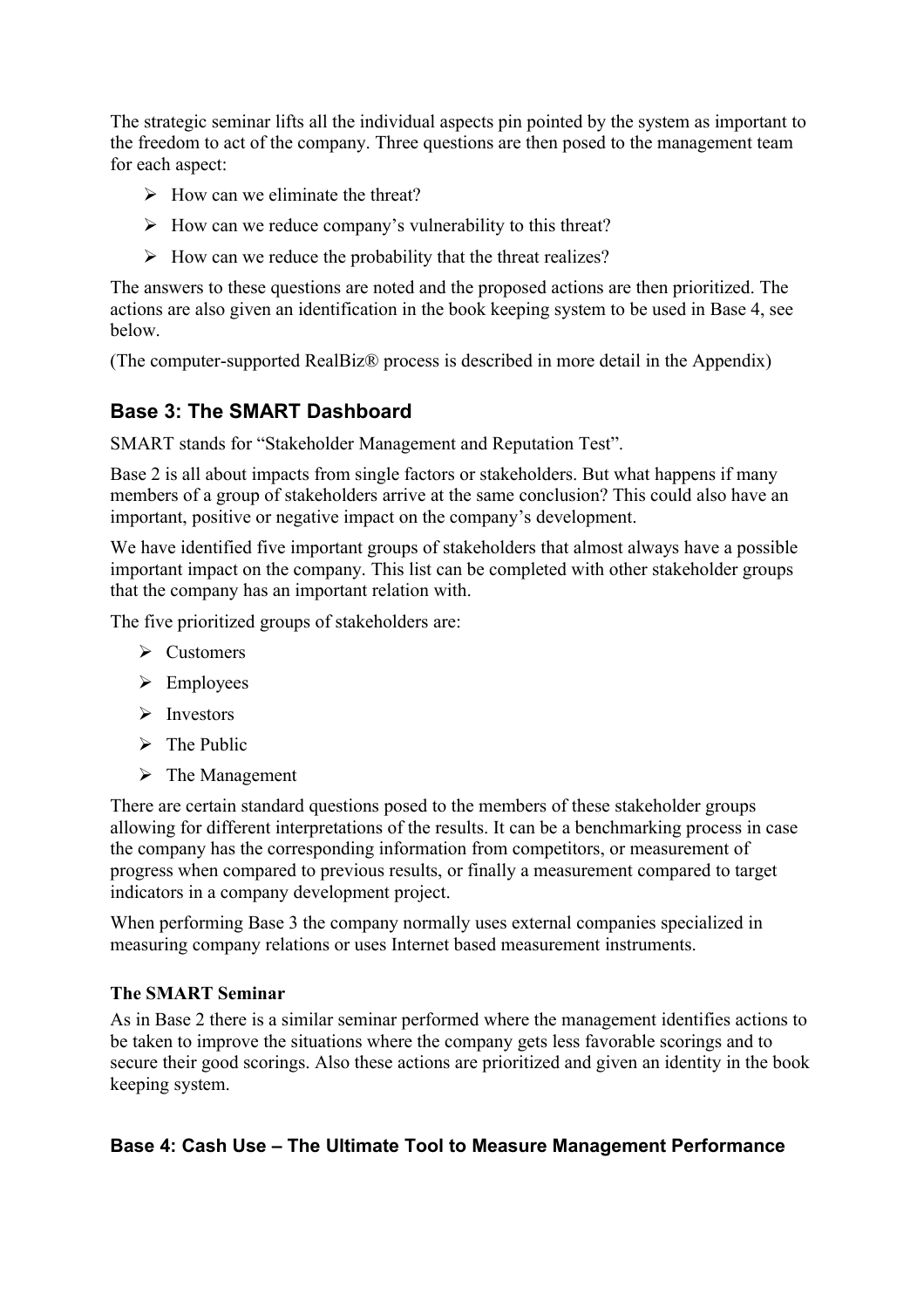The strategic seminar lifts all the individual aspects pin pointed by the system as important to the freedom to act of the company. Three questions are then posed to the management team for each aspect:

- How can we eliminate the threat?
- How can we reduce company's vulnerability to this threat?
- How can we reduce the probability that the threat realizes?

The answers to these questions are noted and the proposed actions are then prioritized. The actions are also given an identification in the book keeping system to be used in Base 4, see below.

(The computer-supported RealBiz® process is described in more detail in the Appendix)

## Base 3: The SMART Dashboard

SMART stands for "Stakeholder Management and Reputation Test".

Base 2 is all about impacts from single factors or stakeholders. But what happens if many members of a group of stakeholders arrive at the same conclusion? This could also have an important, positive or negative impact on the company's development.

We have identified five important groups of stakeholders that almost always have a possible important impact on the company. This list can be completed with other stakeholder groups that the company has an important relation with.

The five prioritized groups of stakeholders are:

- Customers
- Employees
- Investors
- The Public
- The Management

There are certain standard questions posed to the members of these stakeholder groups allowing for different interpretations of the results. It can be a benchmarking process in case the company has the corresponding information from competitors, or measurement of progress when compared to previous results, or finally a measurement compared to target indicators in a company development project.

When performing Base 3 the company normally uses external companies specialized in measuring company relations or uses Internet based measurement instruments.

**The SMART Seminar**

As in Base 2 there is a similar seminar performed where the management identifies actions to be taken to improve the situations where the company gets less favorable scorings and to secure their good scorings. Also these actions are prioritized and given an identity in the book keeping system.

## Base 4: Cash Use – The Ultimate Tool to Measure Management Performance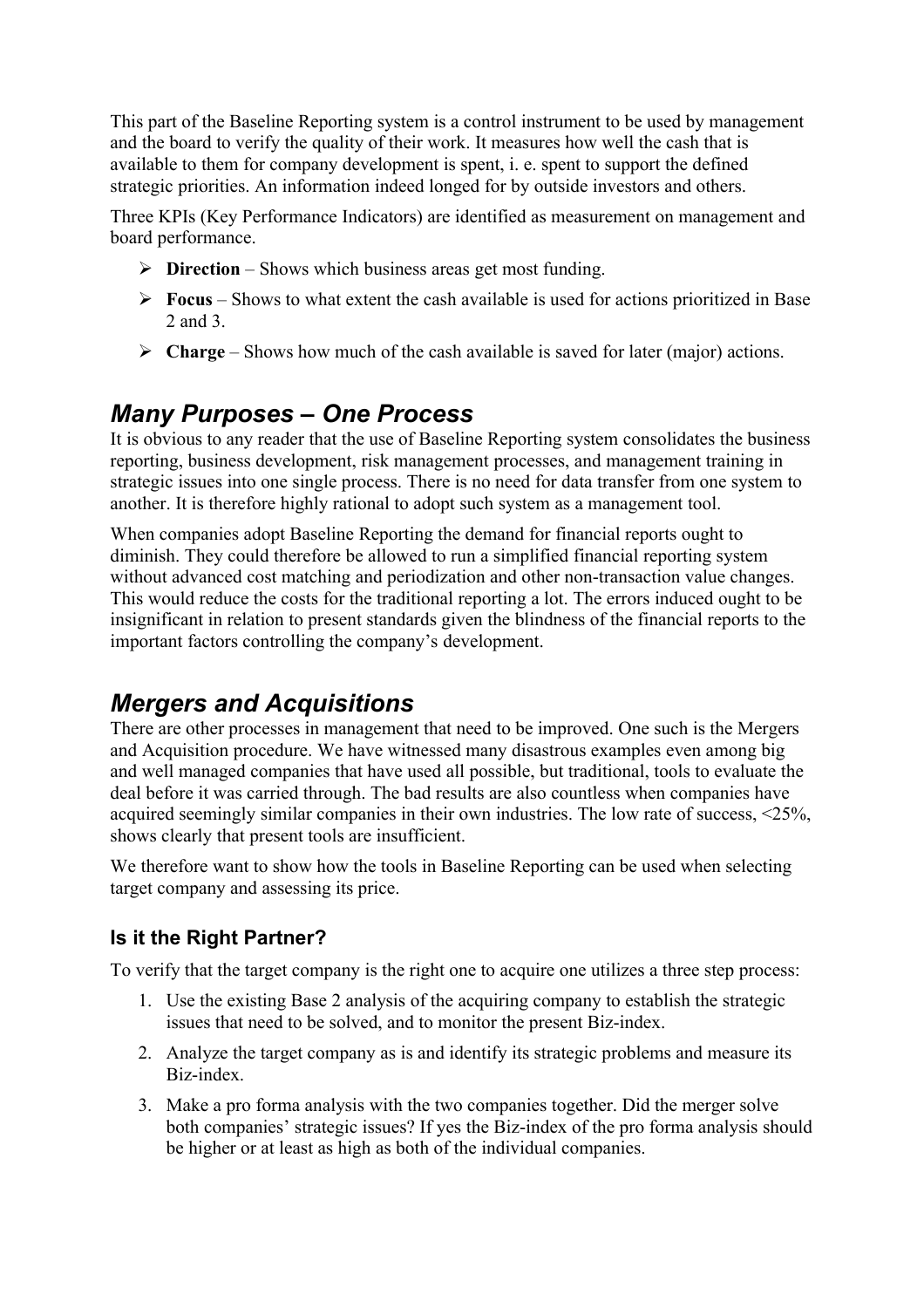This part of the Baseline Reporting system is a control instrument to be used by management and the board to verify the quality of their work. It measures how well the cash that is available to them for company development is spent, i. e. spent to support the defined strategic priorities. An information indeed longed for by outside investors and others.

Three KPIs (Key Performance Indicators) are identified as measurement on management and board performance.

- **Direction** – Shows which business areas get most funding.
- **Focus** – Shows to what extent the cash available is used for actions prioritized in Base 2 and 3.
- **Charge** – Shows how much of the cash available is saved for later (major) actions.

## *Many Purposes – One Process*

It is obvious to any reader that the use of Baseline Reporting system consolidates the business reporting, business development, risk management processes, and management training in strategic issues into one single process. There is no need for data transfer from one system to another. It is therefore highly rational to adopt such system as a management tool.

When companies adopt Baseline Reporting the demand for financial reports ought to diminish. They could therefore be allowed to run a simplified financial reporting system without advanced cost matching and periodization and other non-transaction value changes. This would reduce the costs for the traditional reporting a lot. The errors induced ought to be insignificant in relation to present standards given the blindness of the financial reports to the important factors controlling the company's development.

## *Mergers and Acquisitions*

There are other processes in management that need to be improved. One such is the Mergers and Acquisition procedure. We have witnessed many disastrous examples even among big and well managed companies that have used all possible, but traditional, tools to evaluate the deal before it was carried through. The bad results are also countless when companies have acquired seemingly similar companies in their own industries. The low rate of success, <25%, shows clearly that present tools are insufficient.

We therefore want to show how the tools in Baseline Reporting can be used when selecting target company and assessing its price.

### Is it the Right Partner?

To verify that the target company is the right one to acquire one utilizes a three step process:

1. Use the existing Base 2 analysis of the acquiring company to establish the strategic issues that need to be solved, and to monitor the present Biz-index.
2. Analyze the target company as is and identify its strategic problems and measure its Biz-index.
3. Make a pro forma analysis with the two companies together. Did the merger solve both companies' strategic issues? If yes the Biz-index of the pro forma analysis should be higher or at least as high as both of the individual companies.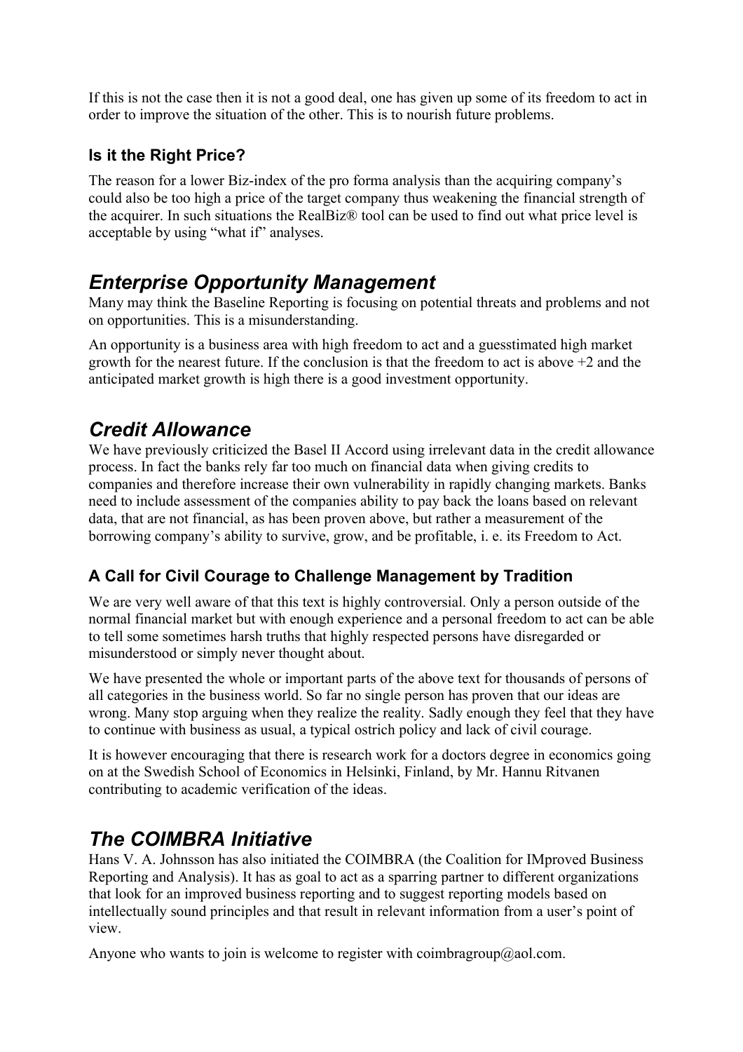If this is not the case then it is not a good deal, one has given up some of its freedom to act in order to improve the situation of the other. This is to nourish future problems.

### Is it the Right Price?

The reason for a lower Biz-index of the pro forma analysis than the acquiring company's could also be too high a price of the target company thus weakening the financial strength of the acquirer. In such situations the RealBiz® tool can be used to find out what price level is acceptable by using "what if" analyses.

## *Enterprise Opportunity Management*

Many may think the Baseline Reporting is focusing on potential threats and problems and not on opportunities. This is a misunderstanding.

An opportunity is a business area with high freedom to act and a guesstimated high market growth for the nearest future. If the conclusion is that the freedom to act is above +2 and the anticipated market growth is high there is a good investment opportunity.

## *Credit Allowance*

We have previously criticized the Basel II Accord using irrelevant data in the credit allowance process. In fact the banks rely far too much on financial data when giving credits to companies and therefore increase their own vulnerability in rapidly changing markets. Banks need to include assessment of the companies ability to pay back the loans based on relevant data, that are not financial, as has been proven above, but rather a measurement of the borrowing company's ability to survive, grow, and be profitable, i. e. its Freedom to Act.

### A Call for Civil Courage to Challenge Management by Tradition

We are very well aware of that this text is highly controversial. Only a person outside of the normal financial market but with enough experience and a personal freedom to act can be able to tell some sometimes harsh truths that highly respected persons have disregarded or misunderstood or simply never thought about.

We have presented the whole or important parts of the above text for thousands of persons of all categories in the business world. So far no single person has proven that our ideas are wrong. Many stop arguing when they realize the reality. Sadly enough they feel that they have to continue with business as usual, a typical ostrich policy and lack of civil courage.

It is however encouraging that there is research work for a doctors degree in economics going on at the Swedish School of Economics in Helsinki, Finland, by Mr. Hannu Ritvanen contributing to academic verification of the ideas.

## *The COIMBRA Initiative*

Hans V. A. Johnsson has also initiated the COIMBRA (the Coalition for IMproved Business Reporting and Analysis). It has as goal to act as a sparring partner to different organizations that look for an improved business reporting and to suggest reporting models based on intellectually sound principles and that result in relevant information from a user's point of view.

Anyone who wants to join is welcome to register with coimbragroup@aol.com.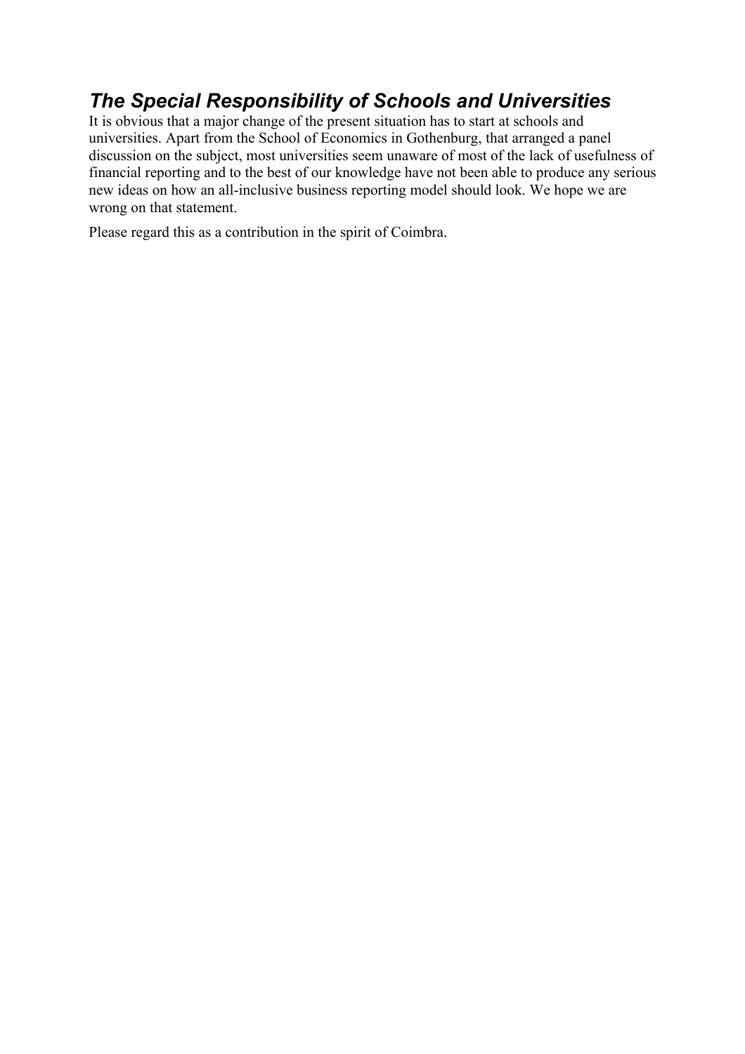## *The Special Responsibility of Schools and Universities*

It is obvious that a major change of the present situation has to start at schools and universities. Apart from the School of Economics in Gothenburg, that arranged a panel discussion on the subject, most universities seem unaware of most of the lack of usefulness of financial reporting and to the best of our knowledge have not been able to produce any serious new ideas on how an all-inclusive business reporting model should look. We hope we are wrong on that statement.

Please regard this as a contribution in the spirit of Coimbra.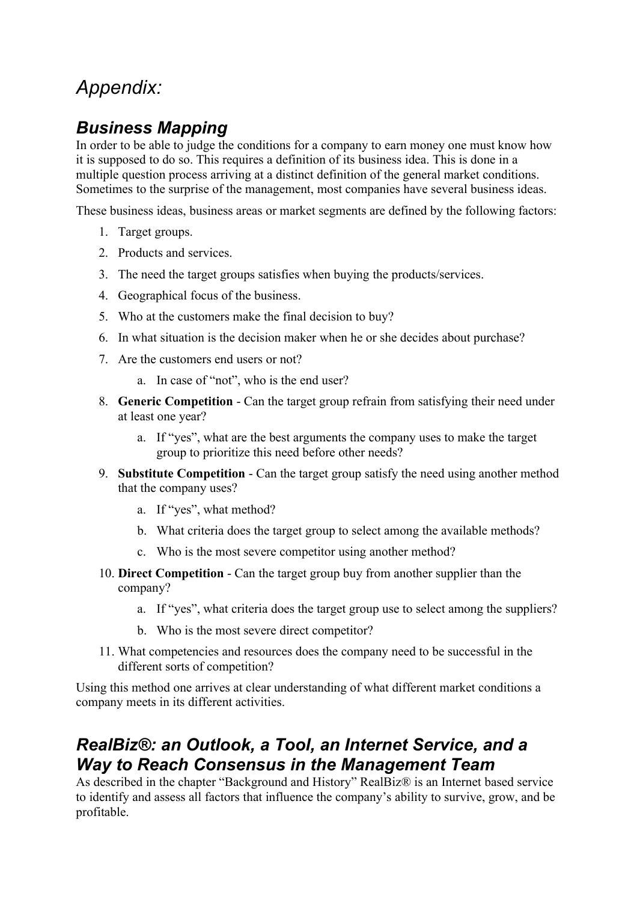# *Appendix:*

## *Business Mapping*

In order to be able to judge the conditions for a company to earn money one must know how it is supposed to do so. This requires a definition of its business idea. This is done in a multiple question process arriving at a distinct definition of the general market conditions. Sometimes to the surprise of the management, most companies have several business ideas.

These business ideas, business areas or market segments are defined by the following factors:

1. Target groups.
2. Products and services.
3. The need the target groups satisfies when buying the products/services.
4. Geographical focus of the business.
5. Who at the customers make the final decision to buy?
6. In what situation is the decision maker when he or she decides about purchase?
7. Are the customers end users or not?
    a. In case of "not", who is the end user?
8. **Generic Competition** - Can the target group refrain from satisfying their need under at least one year?
    a. If "yes", what are the best arguments the company uses to make the target group to prioritize this need before other needs?
9. **Substitute Competition** - Can the target group satisfy the need using another method that the company uses?
    a. If "yes", what method?
    b. What criteria does the target group to select among the available methods?
    c. Who is the most severe competitor using another method?
10. **Direct Competition** - Can the target group buy from another supplier than the company?
    a. If "yes", what criteria does the target group use to select among the suppliers?
    b. Who is the most severe direct competitor?
11. What competencies and resources does the company need to be successful in the different sorts of competition?

Using this method one arrives at clear understanding of what different market conditions a company meets in its different activities.

## *RealBiz®: an Outlook, a Tool, an Internet Service, and a Way to Reach Consensus in the Management Team*

As described in the chapter "Background and History" RealBiz® is an Internet based service to identify and assess all factors that influence the company's ability to survive, grow, and be profitable.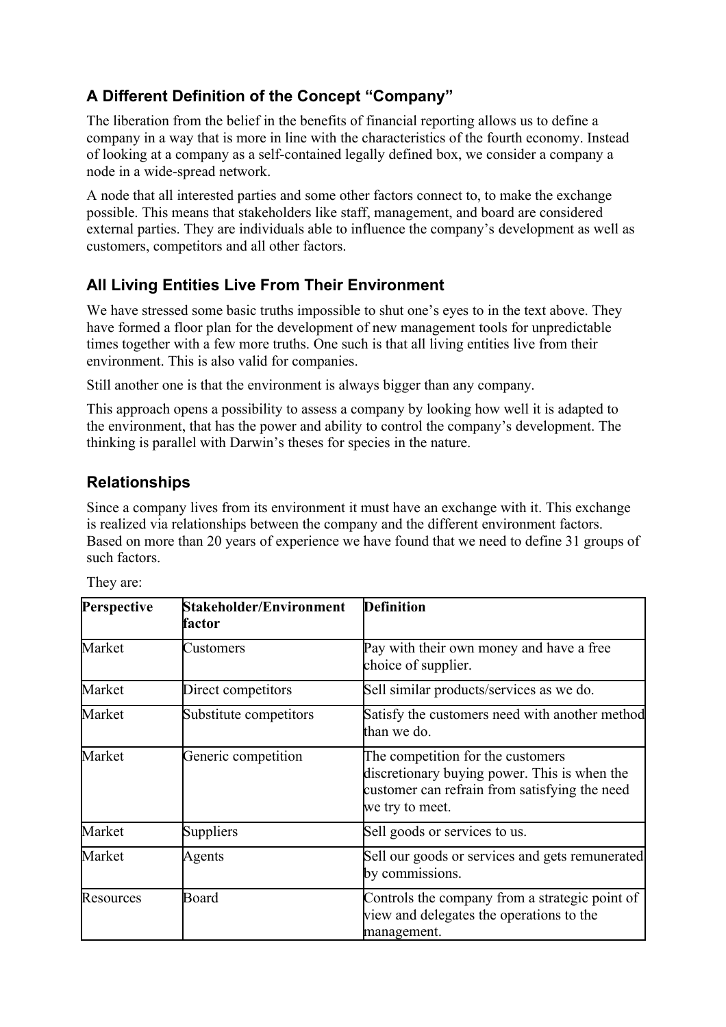## A Different Definition of the Concept "Company"

The liberation from the belief in the benefits of financial reporting allows us to define a company in a way that is more in line with the characteristics of the fourth economy. Instead of looking at a company as a self-contained legally defined box, we consider a company a node in a wide-spread network.

A node that all interested parties and some other factors connect to, to make the exchange possible. This means that stakeholders like staff, management, and board are considered external parties. They are individuals able to influence the company's development as well as customers, competitors and all other factors.

## All Living Entities Live From Their Environment

We have stressed some basic truths impossible to shut one's eyes to in the text above. They have formed a floor plan for the development of new management tools for unpredictable times together with a few more truths. One such is that all living entities live from their environment. This is also valid for companies.

Still another one is that the environment is always bigger than any company.

This approach opens a possibility to assess a company by looking how well it is adapted to the environment, that has the power and ability to control the company's development. The thinking is parallel with Darwin's theses for species in the nature.

## Relationships

Since a company lives from its environment it must have an exchange with it. This exchange is realized via relationships between the company and the different environment factors. Based on more than 20 years of experience we have found that we need to define 31 groups of such factors.

They are:

| Perspective | Stakeholder/Environment factor | Definition |
|---|---|---|
| Market | Customers | Pay with their own money and have a free choice of supplier. |
| Market | Direct competitors | Sell similar products/services as we do. |
| Market | Substitute competitors | Satisfy the customers need with another method than we do. |
| Market | Generic competition | The competition for the customers discretionary buying power. This is when the customer can refrain from satisfying the need we try to meet. |
| Market | Suppliers | Sell goods or services to us. |
| Market | Agents | Sell our goods or services and gets remunerated by commissions. |
| Resources | Board | Controls the company from a strategic point of view and delegates the operations to the management. |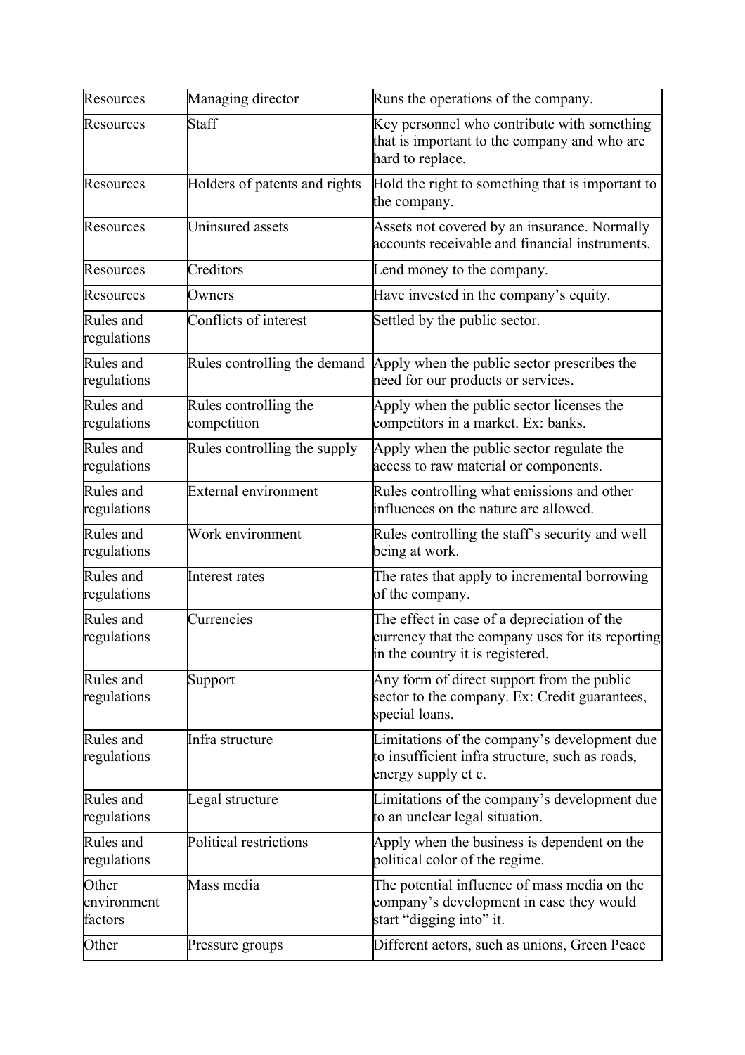| Resources | Managing director | Runs the operations of the company. |
|---|---|---|
| Resources | Staff | Key personnel who contribute with something that is important to the company and who are hard to replace. |
| Resources | Holders of patents and rights | Hold the right to something that is important to the company. |
| Resources | Uninsured assets | Assets not covered by an insurance. Normally accounts receivable and financial instruments. |
| Resources | Creditors | Lend money to the company. |
| Resources | Owners | Have invested in the company's equity. |
| Rules and regulations | Conflicts of interest | Settled by the public sector. |
| Rules and regulations | Rules controlling the demand | Apply when the public sector prescribes the need for our products or services. |
| Rules and regulations | Rules controlling the competition | Apply when the public sector licenses the competitors in a market. Ex: banks. |
| Rules and regulations | Rules controlling the supply | Apply when the public sector regulate the access to raw material or components. |
| Rules and regulations | External environment | Rules controlling what emissions and other influences on the nature are allowed. |
| Rules and regulations | Work environment | Rules controlling the staff's security and well being at work. |
| Rules and regulations | Interest rates | The rates that apply to incremental borrowing of the company. |
| Rules and regulations | Currencies | The effect in case of a depreciation of the currency that the company uses for its reporting in the country it is registered. |
| Rules and regulations | Support | Any form of direct support from the public sector to the company. Ex: Credit guarantees, special loans. |
| Rules and regulations | Infra structure | Limitations of the company's development due to insufficient infra structure, such as roads, energy supply et c. |
| Rules and regulations | Legal structure | Limitations of the company's development due to an unclear legal situation. |
| Rules and regulations | Political restrictions | Apply when the business is dependent on the political color of the regime. |
| Other environment factors | Mass media | The potential influence of mass media on the company's development in case they would start "digging into" it. |
| Other | Pressure groups | Different actors, such as unions, Green Peace |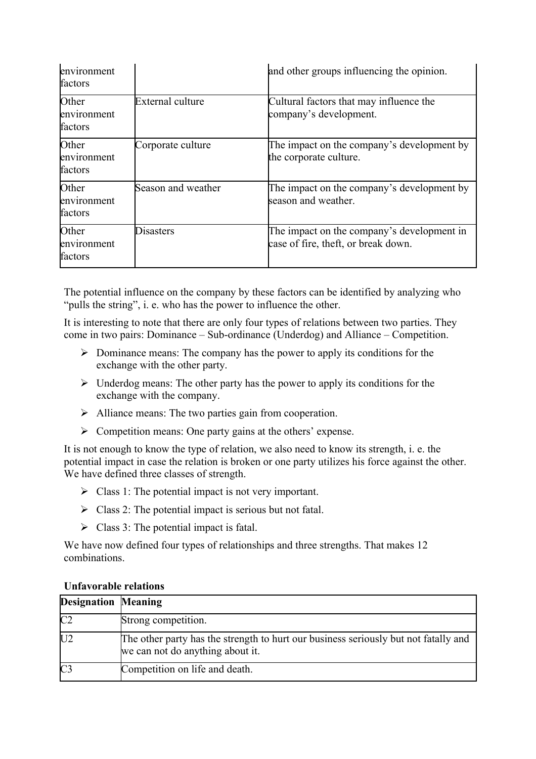| | | |
|---|---|---|
| environment factors | | and other groups influencing the opinion. |
| Other environment factors | External culture | Cultural factors that may influence the company's development. |
| Other environment factors | Corporate culture | The impact on the company's development by the corporate culture. |
| Other environment factors | Season and weather | The impact on the company's development by season and weather. |
| Other environment factors | Disasters | The impact on the company's development in case of fire, theft, or break down. |

The potential influence on the company by these factors can be identified by analyzing who "pulls the string", i. e. who has the power to influence the other.

It is interesting to note that there are only four types of relations between two parties. They come in two pairs: Dominance – Sub-ordinance (Underdog) and Alliance – Competition.

- Dominance means: The company has the power to apply its conditions for the exchange with the other party.
- Underdog means: The other party has the power to apply its conditions for the exchange with the company.
- Alliance means: The two parties gain from cooperation.
- Competition means: One party gains at the others' expense.

It is not enough to know the type of relation, we also need to know its strength, i. e. the potential impact in case the relation is broken or one party utilizes his force against the other. We have defined three classes of strength.

- Class 1: The potential impact is not very important.
- Class 2: The potential impact is serious but not fatal.
- Class 3: The potential impact is fatal.

We have now defined four types of relationships and three strengths. That makes 12 combinations.

**Unfavorable relations**

| Designation | Meaning |
|---|---|
| C2 | Strong competition. |
| U2 | The other party has the strength to hurt our business seriously but not fatally and we can not do anything about it. |
| C3 | Competition on life and death. |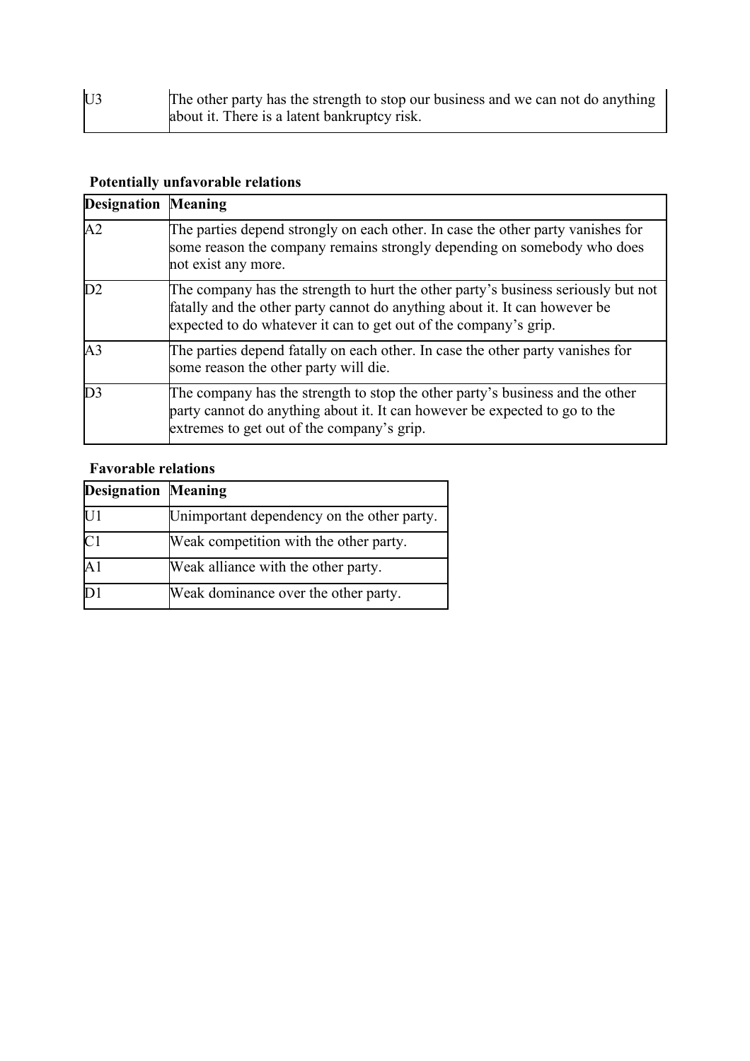| | |
|---|---|
| U3 | The other party has the strength to stop our business and we can not do anything about it. There is a latent bankruptcy risk. |

**Potentially unfavorable relations**

| Designation | Meaning |
|---|---|
| A2 | The parties depend strongly on each other. In case the other party vanishes for some reason the company remains strongly depending on somebody who does not exist any more. |
| D2 | The company has the strength to hurt the other party's business seriously but not fatally and the other party cannot do anything about it. It can however be expected to do whatever it can to get out of the company's grip. |
| A3 | The parties depend fatally on each other. In case the other party vanishes for some reason the other party will die. |
| D3 | The company has the strength to stop the other party's business and the other party cannot do anything about it. It can however be expected to go to the extremes to get out of the company's grip. |

**Favorable relations**

| Designation | Meaning |
|---|---|
| U1 | Unimportant dependency on the other party. |
| C1 | Weak competition with the other party. |
| A1 | Weak alliance with the other party. |
| D1 | Weak dominance over the other party. |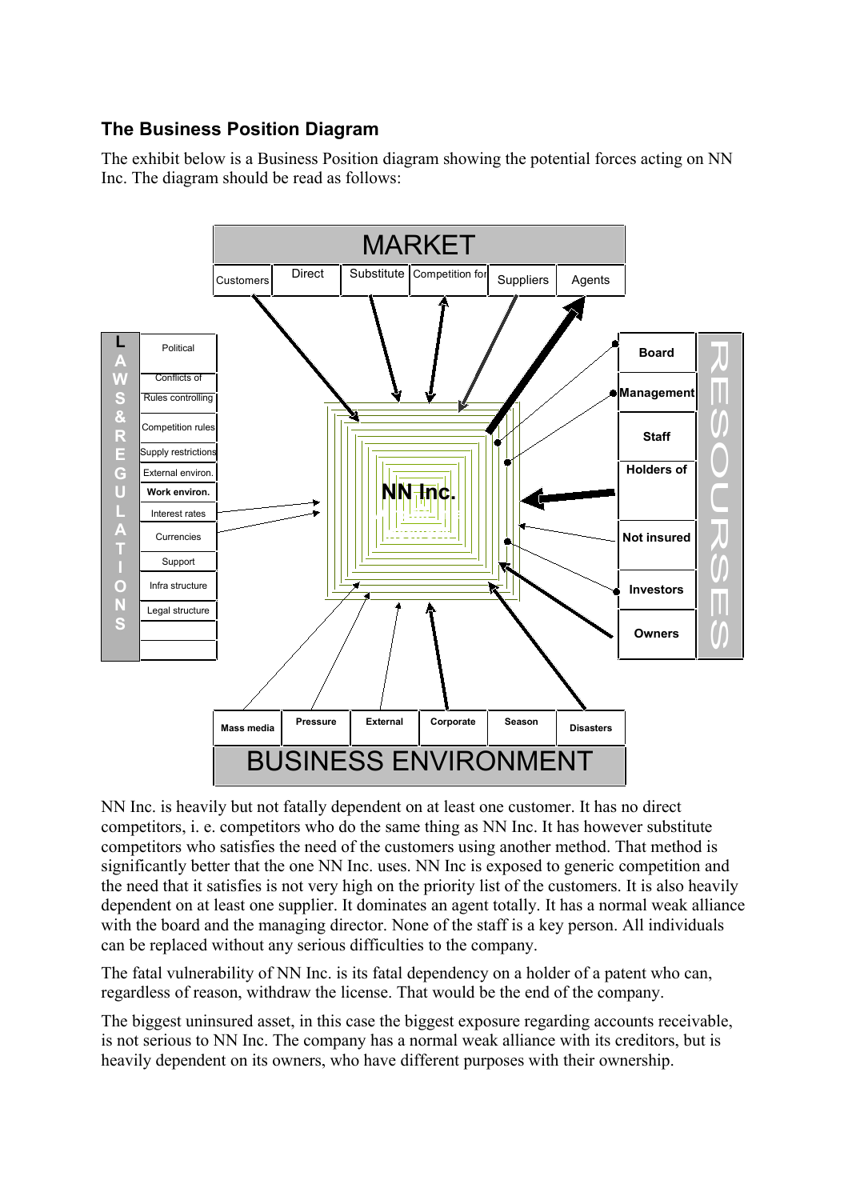## The Business Position Diagram

The exhibit below is a Business Position diagram showing the potential forces acting on NN Inc. The diagram should be read as follows:

MARKET

Customers | Direct | Substitute | Competition for | Suppliers | Agents

LAWS & REGULATIONS

Political
Conflicts of
Rules controlling
Competition rules
Supply restrictions
External environ.
Work environ.
Interest rates
Currencies
Support
Infra structure
Legal structure

NN Inc.

RESOURSES

Board
Management
Staff
Holders of
Not insured
Investors
Owners

Mass media | Pressure | External | Corporate | Season | Disasters

BUSINESS ENVIRONMENT

NN Inc. is heavily but not fatally dependent on at least one customer. It has no direct competitors, i. e. competitors who do the same thing as NN Inc. It has however substitute competitors who satisfies the need of the customers using another method. That method is significantly better that the one NN Inc. uses. NN Inc is exposed to generic competition and the need that it satisfies is not very high on the priority list of the customers. It is also heavily dependent on at least one supplier. It dominates an agent totally. It has a normal weak alliance with the board and the managing director. None of the staff is a key person. All individuals can be replaced without any serious difficulties to the company.

The fatal vulnerability of NN Inc. is its fatal dependency on a holder of a patent who can, regardless of reason, withdraw the license. That would be the end of the company.

The biggest uninsured asset, in this case the biggest exposure regarding accounts receivable, is not serious to NN Inc. The company has a normal weak alliance with its creditors, but is heavily dependent on its owners, who have different purposes with their ownership.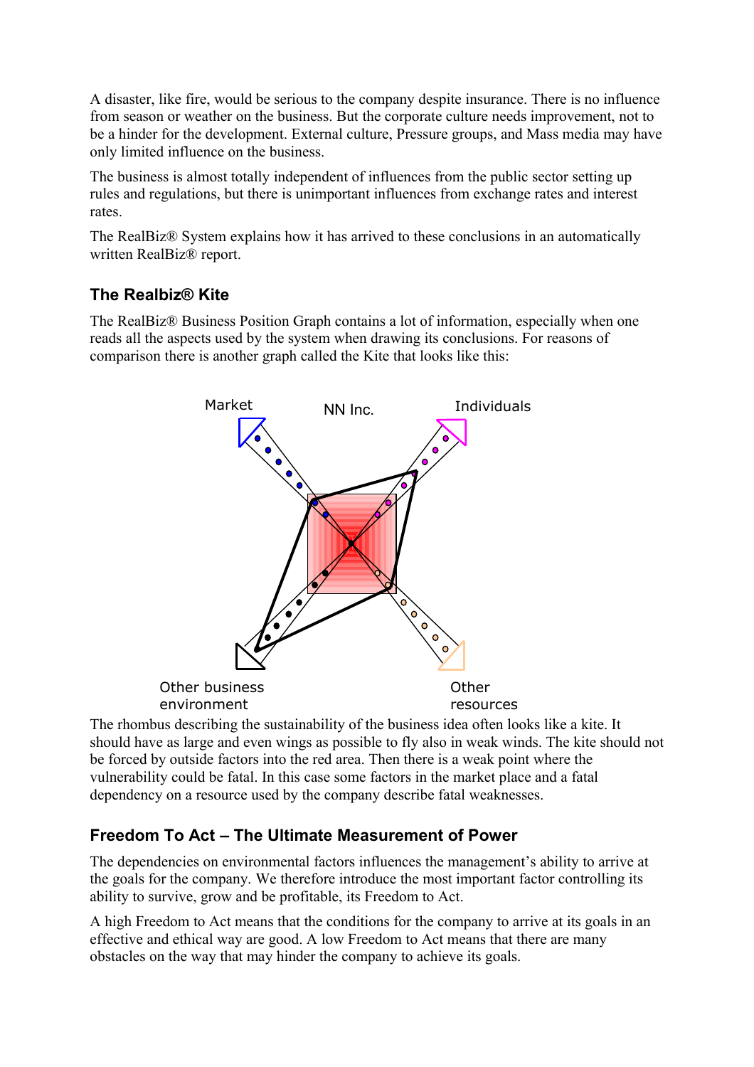A disaster, like fire, would be serious to the company despite insurance. There is no influence from season or weather on the business. But the corporate culture needs improvement, not to be a hinder for the development. External culture, Pressure groups, and Mass media may have only limited influence on the business.

The business is almost totally independent of influences from the public sector setting up rules and regulations, but there is unimportant influences from exchange rates and interest rates.

The RealBiz® System explains how it has arrived to these conclusions in an automatically written RealBiz® report.

## The Realbiz® Kite

The RealBiz® Business Position Graph contains a lot of information, especially when one reads all the aspects used by the system when drawing its conclusions. For reasons of comparison there is another graph called the Kite that looks like this:

Market NN Inc. Individuals

Other business environment Other resources

The rhombus describing the sustainability of the business idea often looks like a kite. It should have as large and even wings as possible to fly also in weak winds. The kite should not be forced by outside factors into the red area. Then there is a weak point where the vulnerability could be fatal. In this case some factors in the market place and a fatal dependency on a resource used by the company describe fatal weaknesses.

## Freedom To Act – The Ultimate Measurement of Power

The dependencies on environmental factors influences the management's ability to arrive at the goals for the company. We therefore introduce the most important factor controlling its ability to survive, grow and be profitable, its Freedom to Act.

A high Freedom to Act means that the conditions for the company to arrive at its goals in an effective and ethical way are good. A low Freedom to Act means that there are many obstacles on the way that may hinder the company to achieve its goals.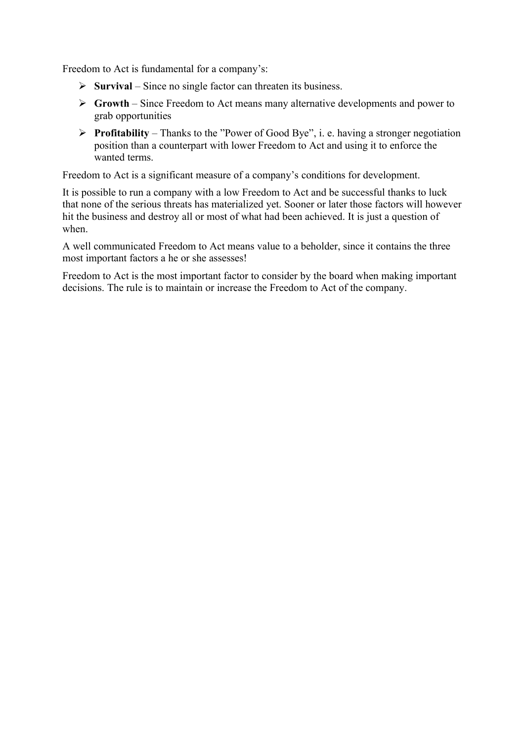Freedom to Act is fundamental for a company's:

- **Survival** – Since no single factor can threaten its business.
- **Growth** – Since Freedom to Act means many alternative developments and power to grab opportunities
- **Profitability** – Thanks to the "Power of Good Bye", i. e. having a stronger negotiation position than a counterpart with lower Freedom to Act and using it to enforce the wanted terms.

Freedom to Act is a significant measure of a company's conditions for development.

It is possible to run a company with a low Freedom to Act and be successful thanks to luck that none of the serious threats has materialized yet. Sooner or later those factors will however hit the business and destroy all or most of what had been achieved. It is just a question of when.

A well communicated Freedom to Act means value to a beholder, since it contains the three most important factors a he or she assesses!

Freedom to Act is the most important factor to consider by the board when making important decisions. The rule is to maintain or increase the Freedom to Act of the company.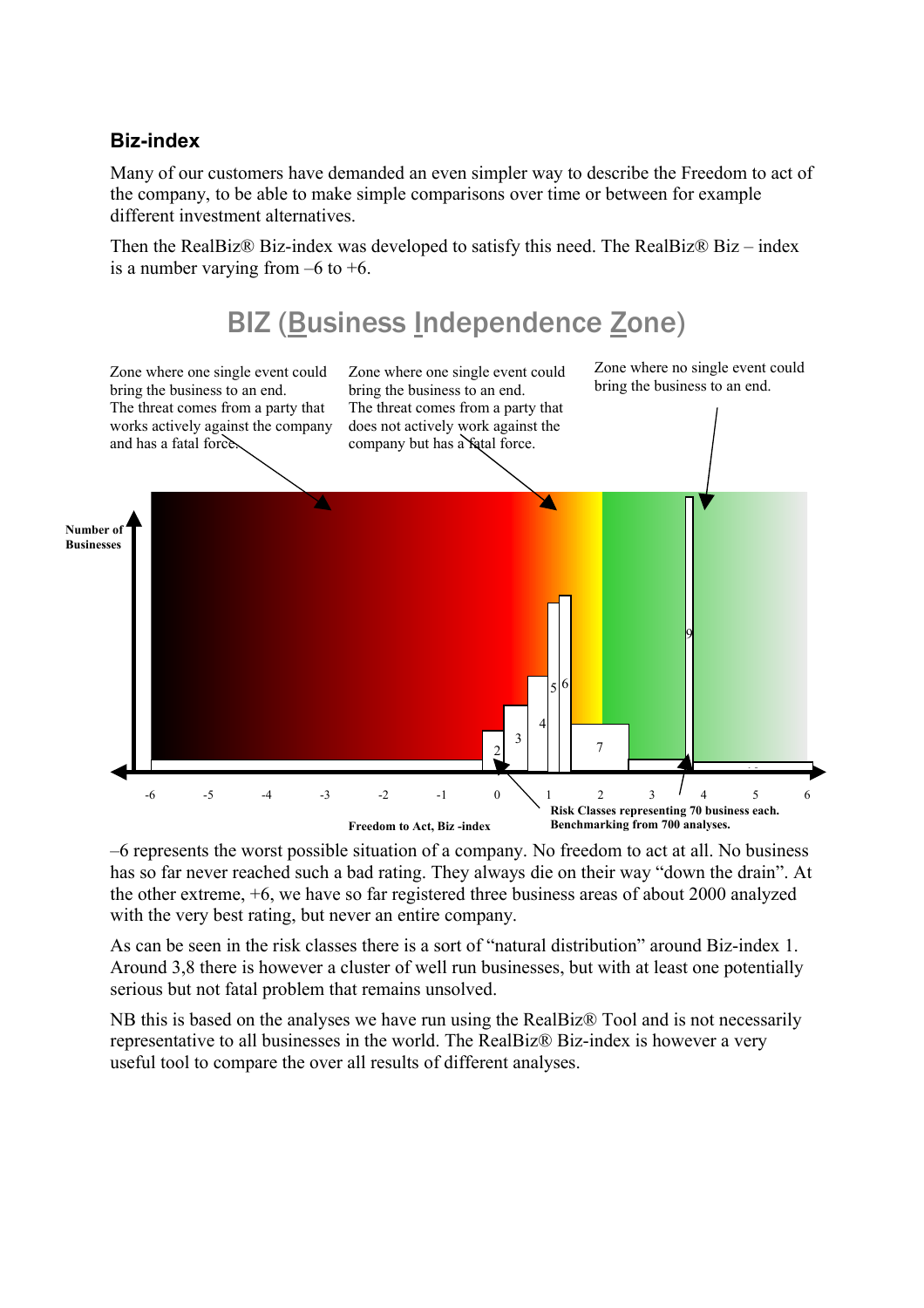### Biz-index

Many of our customers have demanded an even simpler way to describe the Freedom to act of the company, to be able to make simple comparisons over time or between for example different investment alternatives.

Then the RealBiz® Biz-index was developed to satisfy this need. The RealBiz® Biz – index is a number varying from –6 to +6.

BIZ (Business Independence Zone)

Zone where one single event could bring the business to an end. The threat comes from a party that works actively against the company and has a fatal force.

Zone where one single event could bring the business to an end. The threat comes from a party that does not actively work against the company but has a fatal force.

Zone where no single event could bring the business to an end.

Number of Businesses

-6 -5 -4 -3 -2 -1 0 1 2 3 4 5 6

Freedom to Act, Biz -index

Risk Classes representing 70 business each. Benchmarking from 700 analyses.

–6 represents the worst possible situation of a company. No freedom to act at all. No business has so far never reached such a bad rating. They always die on their way "down the drain". At the other extreme, +6, we have so far registered three business areas of about 2000 analyzed with the very best rating, but never an entire company.

As can be seen in the risk classes there is a sort of "natural distribution" around Biz-index 1. Around 3,8 there is however a cluster of well run businesses, but with at least one potentially serious but not fatal problem that remains unsolved.

NB this is based on the analyses we have run using the RealBiz® Tool and is not necessarily representative to all businesses in the world. The RealBiz® Biz-index is however a very useful tool to compare the over all results of different analyses.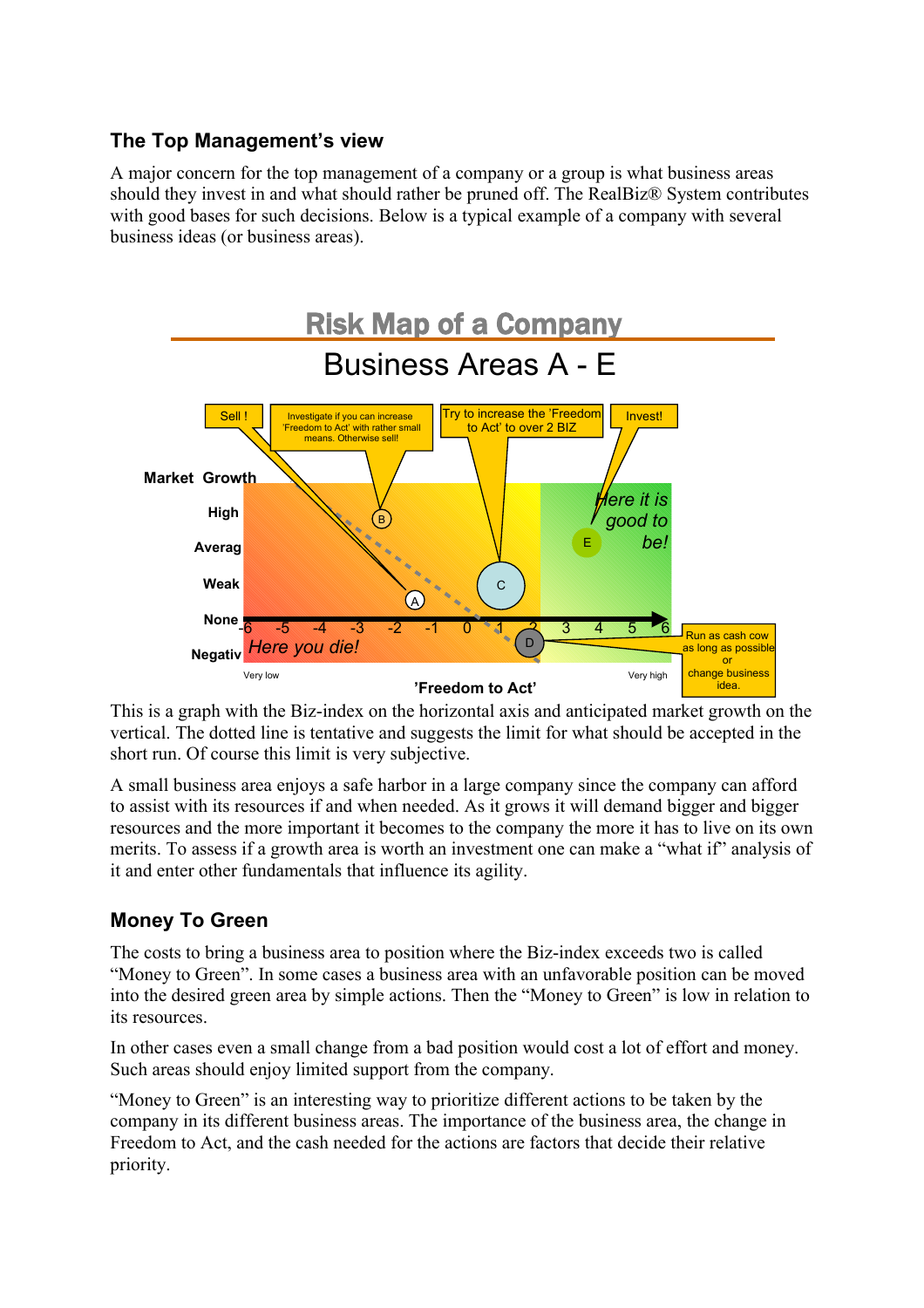## The Top Management's view

A major concern for the top management of a company or a group is what business areas should they invest in and what should rather be pruned off. The RealBiz® System contributes with good bases for such decisions. Below is a typical example of a company with several business ideas (or business areas).

This is a graph with the Biz-index on the horizontal axis and anticipated market growth on the vertical. The dotted line is tentative and suggests the limit for what should be accepted in the short run. Of course this limit is very subjective.

A small business area enjoys a safe harbor in a large company since the company can afford to assist with its resources if and when needed. As it grows it will demand bigger and bigger resources and the more important it becomes to the company the more it has to live on its own merits. To assess if a growth area is worth an investment one can make a "what if" analysis of it and enter other fundamentals that influence its agility.

## Money To Green

The costs to bring a business area to position where the Biz-index exceeds two is called "Money to Green". In some cases a business area with an unfavorable position can be moved into the desired green area by simple actions. Then the "Money to Green" is low in relation to its resources.

In other cases even a small change from a bad position would cost a lot of effort and money. Such areas should enjoy limited support from the company.

"Money to Green" is an interesting way to prioritize different actions to be taken by the company in its different business areas. The importance of the business area, the change in Freedom to Act, and the cash needed for the actions are factors that decide their relative priority.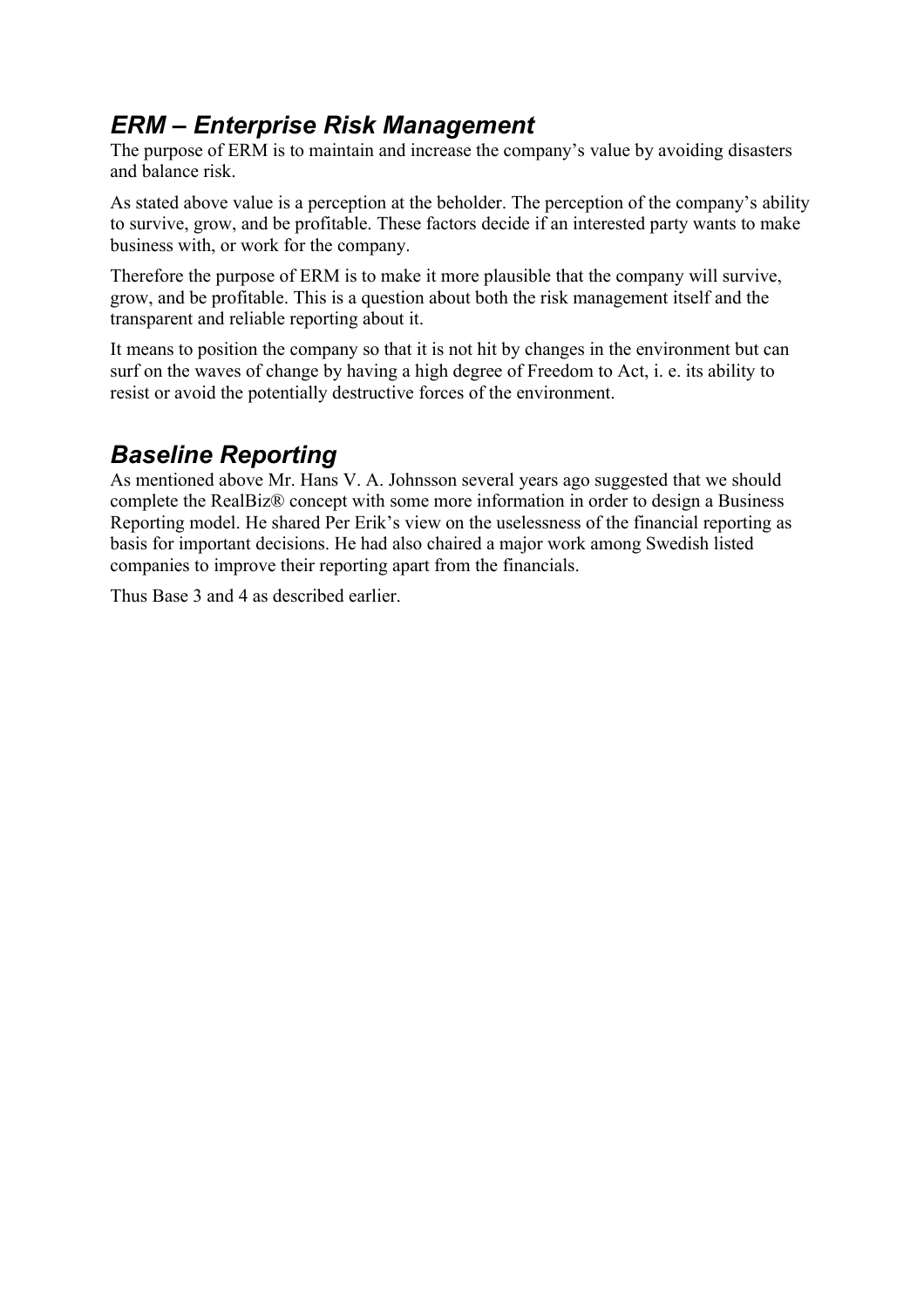## *ERM – Enterprise Risk Management*

The purpose of ERM is to maintain and increase the company's value by avoiding disasters and balance risk.

As stated above value is a perception at the beholder. The perception of the company's ability to survive, grow, and be profitable. These factors decide if an interested party wants to make business with, or work for the company.

Therefore the purpose of ERM is to make it more plausible that the company will survive, grow, and be profitable. This is a question about both the risk management itself and the transparent and reliable reporting about it.

It means to position the company so that it is not hit by changes in the environment but can surf on the waves of change by having a high degree of Freedom to Act, i. e. its ability to resist or avoid the potentially destructive forces of the environment.

## *Baseline Reporting*

As mentioned above Mr. Hans V. A. Johnsson several years ago suggested that we should complete the RealBiz® concept with some more information in order to design a Business Reporting model. He shared Per Erik's view on the uselessness of the financial reporting as basis for important decisions. He had also chaired a major work among Swedish listed companies to improve their reporting apart from the financials.

Thus Base 3 and 4 as described earlier.